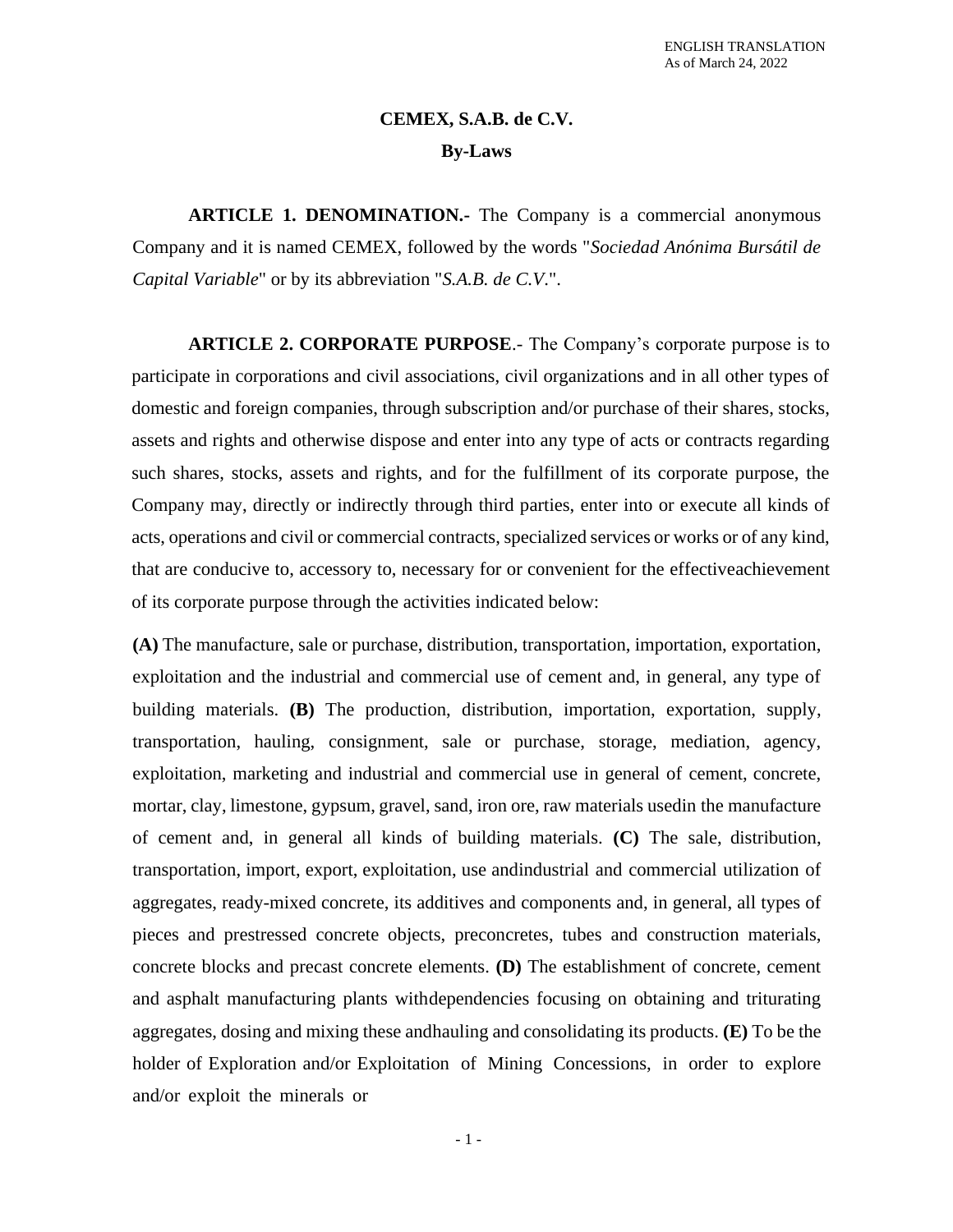ENGLISH TRANSLATION
As of March 24, 2022

# CEMEX, S.A.B. de C.V.
## By-Laws

**ARTICLE 1. DENOMINATION.-** The Company is a commercial anonymous Company and it is named CEMEX, followed by the words "*Sociedad Anónima Bursátil de Capital Variable*" or by its abbreviation "*S.A.B. de C.V.*".

**ARTICLE 2. CORPORATE PURPOSE**.- The Company's corporate purpose is to participate in corporations and civil associations, civil organizations and in all other types of domestic and foreign companies, through subscription and/or purchase of their shares, stocks, assets and rights and otherwise dispose and enter into any type of acts or contracts regarding such shares, stocks, assets and rights, and for the fulfillment of its corporate purpose, the Company may, directly or indirectly through third parties, enter into or execute all kinds of acts, operations and civil or commercial contracts, specialized services or works or of any kind, that are conducive to, accessory to, necessary for or convenient for the effectiveachievement of its corporate purpose through the activities indicated below:

**(A)** The manufacture, sale or purchase, distribution, transportation, importation, exportation, exploitation and the industrial and commercial use of cement and, in general, any type of building materials. **(B)** The production, distribution, importation, exportation, supply, transportation, hauling, consignment, sale or purchase, storage, mediation, agency, exploitation, marketing and industrial and commercial use in general of cement, concrete, mortar, clay, limestone, gypsum, gravel, sand, iron ore, raw materials usedin the manufacture of cement and, in general all kinds of building materials. **(C)** The sale, distribution, transportation, import, export, exploitation, use andindustrial and commercial utilization of aggregates, ready-mixed concrete, its additives and components and, in general, all types of pieces and prestressed concrete objects, preconcretes, tubes and construction materials, concrete blocks and precast concrete elements. **(D)** The establishment of concrete, cement and asphalt manufacturing plants withdependencies focusing on obtaining and triturating aggregates, dosing and mixing these andhauling and consolidating its products. **(E)** To be the holder of Exploration and/or Exploitation of Mining Concessions, in order to explore and/or exploit the minerals or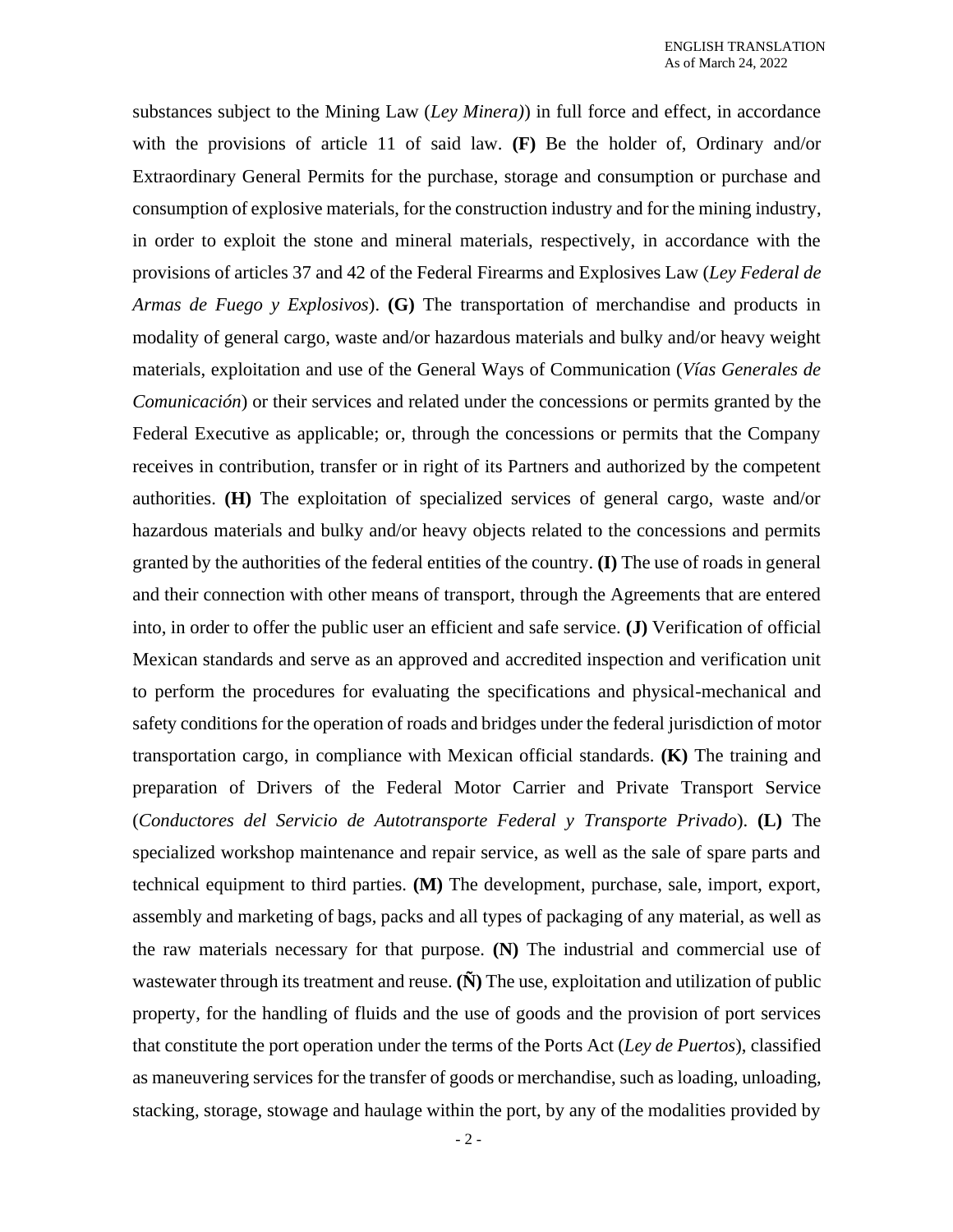substances subject to the Mining Law (*Ley Minera)*) in full force and effect, in accordance with the provisions of article 11 of said law. **(F)** Be the holder of, Ordinary and/or Extraordinary General Permits for the purchase, storage and consumption or purchase and consumption of explosive materials, for the construction industry and for the mining industry, in order to exploit the stone and mineral materials, respectively, in accordance with the provisions of articles 37 and 42 of the Federal Firearms and Explosives Law (*Ley Federal de Armas de Fuego y Explosivos*). **(G)** The transportation of merchandise and products in modality of general cargo, waste and/or hazardous materials and bulky and/or heavy weight materials, exploitation and use of the General Ways of Communication (*Vías Generales de Comunicación*) or their services and related under the concessions or permits granted by the Federal Executive as applicable; or, through the concessions or permits that the Company receives in contribution, transfer or in right of its Partners and authorized by the competent authorities. **(H)** The exploitation of specialized services of general cargo, waste and/or hazardous materials and bulky and/or heavy objects related to the concessions and permits granted by the authorities of the federal entities of the country. **(I)** The use of roads in general and their connection with other means of transport, through the Agreements that are entered into, in order to offer the public user an efficient and safe service. **(J)** Verification of official Mexican standards and serve as an approved and accredited inspection and verification unit to perform the procedures for evaluating the specifications and physical-mechanical and safety conditions for the operation of roads and bridges under the federal jurisdiction of motor transportation cargo, in compliance with Mexican official standards. **(K)** The training and preparation of Drivers of the Federal Motor Carrier and Private Transport Service (*Conductores del Servicio de Autotransporte Federal y Transporte Privado*). **(L)** The specialized workshop maintenance and repair service, as well as the sale of spare parts and technical equipment to third parties. **(M)** The development, purchase, sale, import, export, assembly and marketing of bags, packs and all types of packaging of any material, as well as the raw materials necessary for that purpose. **(N)** The industrial and commercial use of wastewater through its treatment and reuse. **(Ñ)** The use, exploitation and utilization of public property, for the handling of fluids and the use of goods and the provision of port services that constitute the port operation under the terms of the Ports Act (*Ley de Puertos*), classified as maneuvering services for the transfer of goods or merchandise, such as loading, unloading, stacking, storage, stowage and haulage within the port, by any of the modalities provided by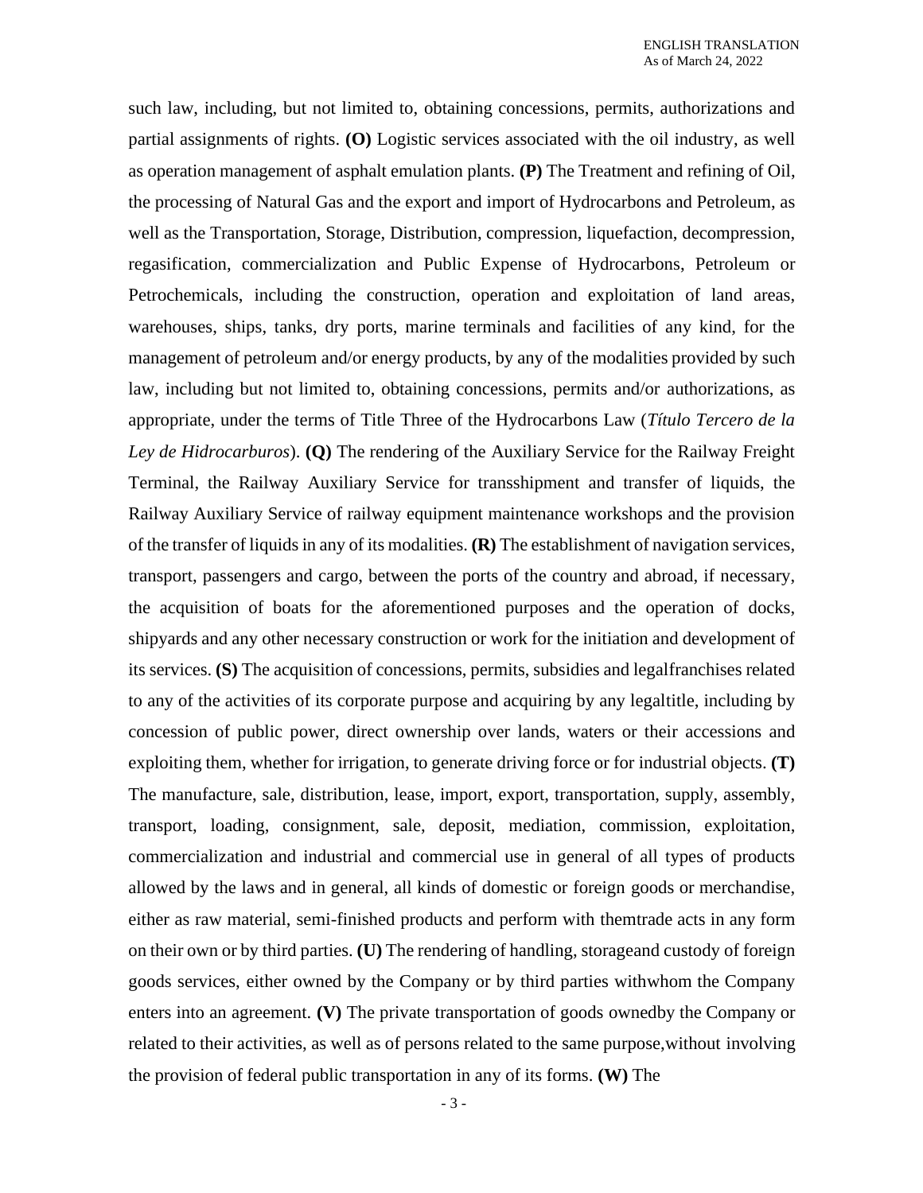such law, including, but not limited to, obtaining concessions, permits, authorizations and partial assignments of rights. **(O)** Logistic services associated with the oil industry, as well as operation management of asphalt emulation plants. **(P)** The Treatment and refining of Oil, the processing of Natural Gas and the export and import of Hydrocarbons and Petroleum, as well as the Transportation, Storage, Distribution, compression, liquefaction, decompression, regasification, commercialization and Public Expense of Hydrocarbons, Petroleum or Petrochemicals, including the construction, operation and exploitation of land areas, warehouses, ships, tanks, dry ports, marine terminals and facilities of any kind, for the management of petroleum and/or energy products, by any of the modalities provided by such law, including but not limited to, obtaining concessions, permits and/or authorizations, as appropriate, under the terms of Title Three of the Hydrocarbons Law (*Título Tercero de la Ley de Hidrocarburos*). **(Q)** The rendering of the Auxiliary Service for the Railway Freight Terminal, the Railway Auxiliary Service for transshipment and transfer of liquids, the Railway Auxiliary Service of railway equipment maintenance workshops and the provision of the transfer of liquids in any of its modalities. **(R)** The establishment of navigation services, transport, passengers and cargo, between the ports of the country and abroad, if necessary, the acquisition of boats for the aforementioned purposes and the operation of docks, shipyards and any other necessary construction or work for the initiation and development of its services. **(S)** The acquisition of concessions, permits, subsidies and legalfranchises related to any of the activities of its corporate purpose and acquiring by any legaltitle, including by concession of public power, direct ownership over lands, waters or their accessions and exploiting them, whether for irrigation, to generate driving force or for industrial objects. **(T)** The manufacture, sale, distribution, lease, import, export, transportation, supply, assembly, transport, loading, consignment, sale, deposit, mediation, commission, exploitation, commercialization and industrial and commercial use in general of all types of products allowed by the laws and in general, all kinds of domestic or foreign goods or merchandise, either as raw material, semi-finished products and perform with themtrade acts in any form on their own or by third parties. **(U)** The rendering of handling, storageand custody of foreign goods services, either owned by the Company or by third parties withwhom the Company enters into an agreement. **(V)** The private transportation of goods ownedby the Company or related to their activities, as well as of persons related to the same purpose,without involving the provision of federal public transportation in any of its forms. **(W)** The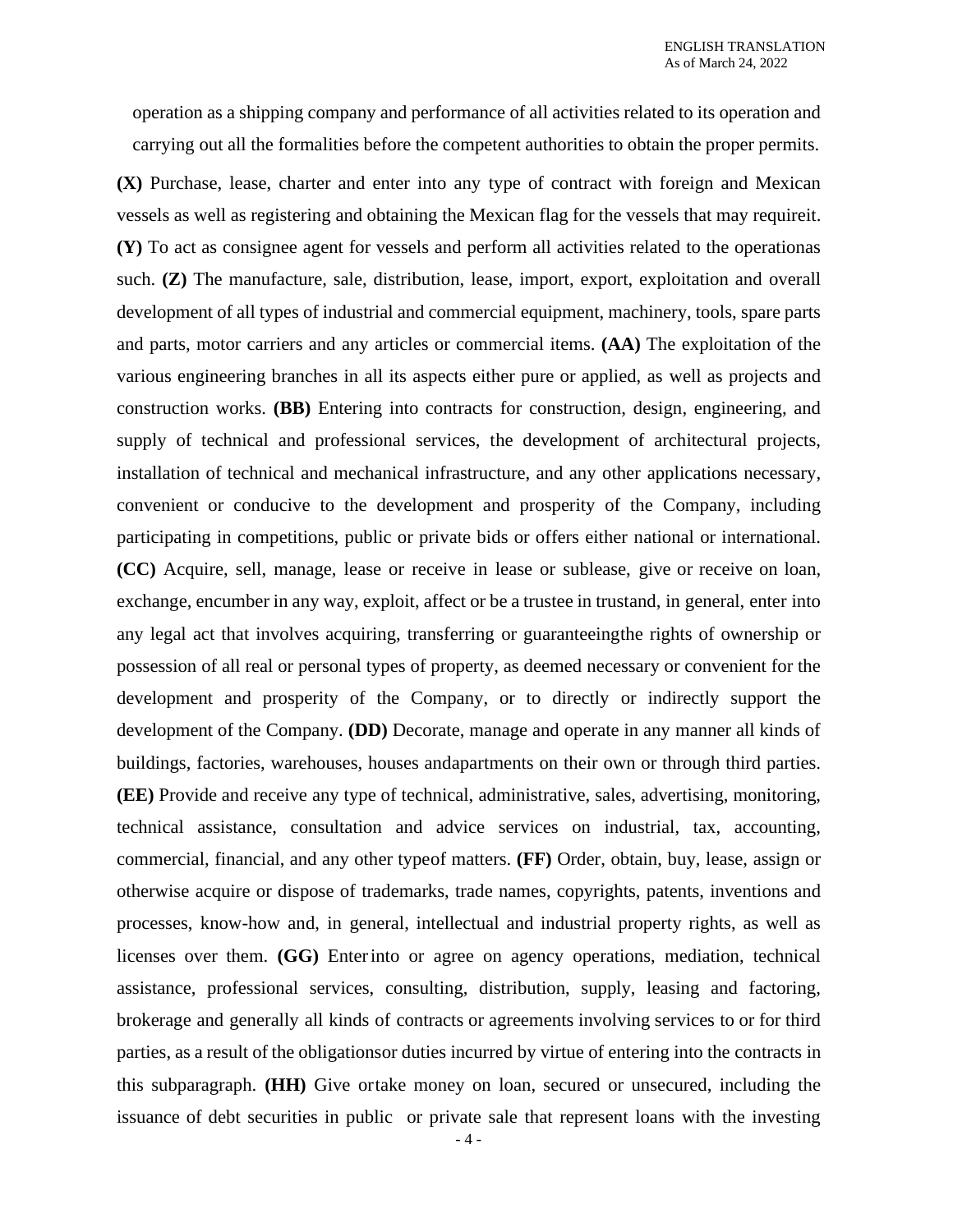operation as a shipping company and performance of all activities related to its operation and carrying out all the formalities before the competent authorities to obtain the proper permits.

**(X)** Purchase, lease, charter and enter into any type of contract with foreign and Mexican vessels as well as registering and obtaining the Mexican flag for the vessels that may requireit. **(Y)** To act as consignee agent for vessels and perform all activities related to the operationas such. **(Z)** The manufacture, sale, distribution, lease, import, export, exploitation and overall development of all types of industrial and commercial equipment, machinery, tools, spare parts and parts, motor carriers and any articles or commercial items. **(AA)** The exploitation of the various engineering branches in all its aspects either pure or applied, as well as projects and construction works. **(BB)** Entering into contracts for construction, design, engineering, and supply of technical and professional services, the development of architectural projects, installation of technical and mechanical infrastructure, and any other applications necessary, convenient or conducive to the development and prosperity of the Company, including participating in competitions, public or private bids or offers either national or international. **(CC)** Acquire, sell, manage, lease or receive in lease or sublease, give or receive on loan, exchange, encumber in any way, exploit, affect or be a trustee in trustand, in general, enter into any legal act that involves acquiring, transferring or guaranteeingthe rights of ownership or possession of all real or personal types of property, as deemed necessary or convenient for the development and prosperity of the Company, or to directly or indirectly support the development of the Company. **(DD)** Decorate, manage and operate in any manner all kinds of buildings, factories, warehouses, houses andapartments on their own or through third parties. **(EE)** Provide and receive any type of technical, administrative, sales, advertising, monitoring, technical assistance, consultation and advice services on industrial, tax, accounting, commercial, financial, and any other typeof matters. **(FF)** Order, obtain, buy, lease, assign or otherwise acquire or dispose of trademarks, trade names, copyrights, patents, inventions and processes, know-how and, in general, intellectual and industrial property rights, as well as licenses over them. **(GG)** Enter into or agree on agency operations, mediation, technical assistance, professional services, consulting, distribution, supply, leasing and factoring, brokerage and generally all kinds of contracts or agreements involving services to or for third parties, as a result of the obligationsor duties incurred by virtue of entering into the contracts in this subparagraph. **(HH)** Give ortake money on loan, secured or unsecured, including the issuance of debt securities in public or private sale that represent loans with the investing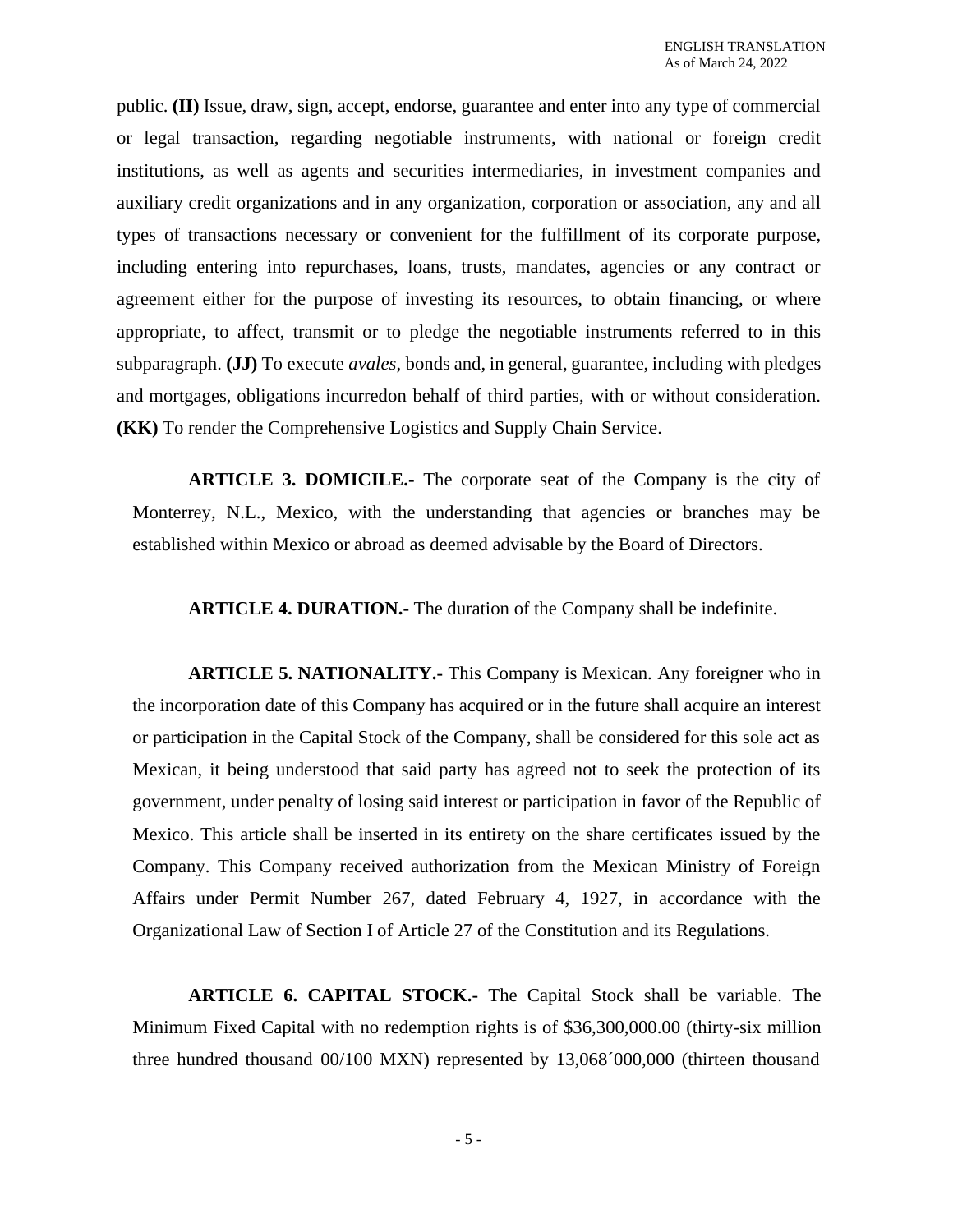public. **(II)** Issue, draw, sign, accept, endorse, guarantee and enter into any type of commercial or legal transaction, regarding negotiable instruments, with national or foreign credit institutions, as well as agents and securities intermediaries, in investment companies and auxiliary credit organizations and in any organization, corporation or association, any and all types of transactions necessary or convenient for the fulfillment of its corporate purpose, including entering into repurchases, loans, trusts, mandates, agencies or any contract or agreement either for the purpose of investing its resources, to obtain financing, or where appropriate, to affect, transmit or to pledge the negotiable instruments referred to in this subparagraph. **(JJ)** To execute *avales*, bonds and, in general, guarantee, including with pledges and mortgages, obligations incurredon behalf of third parties, with or without consideration. **(KK)** To render the Comprehensive Logistics and Supply Chain Service.

**ARTICLE 3. DOMICILE.-** The corporate seat of the Company is the city of Monterrey, N.L., Mexico, with the understanding that agencies or branches may be established within Mexico or abroad as deemed advisable by the Board of Directors.

**ARTICLE 4. DURATION.-** The duration of the Company shall be indefinite.

**ARTICLE 5. NATIONALITY.-** This Company is Mexican. Any foreigner who in the incorporation date of this Company has acquired or in the future shall acquire an interest or participation in the Capital Stock of the Company, shall be considered for this sole act as Mexican, it being understood that said party has agreed not to seek the protection of its government, under penalty of losing said interest or participation in favor of the Republic of Mexico. This article shall be inserted in its entirety on the share certificates issued by the Company. This Company received authorization from the Mexican Ministry of Foreign Affairs under Permit Number 267, dated February 4, 1927, in accordance with the Organizational Law of Section I of Article 27 of the Constitution and its Regulations.

**ARTICLE 6. CAPITAL STOCK.-** The Capital Stock shall be variable. The Minimum Fixed Capital with no redemption rights is of $36,300,000.00 (thirty-six million three hundred thousand 00/100 MXN) represented by 13,068´000,000 (thirteen thousand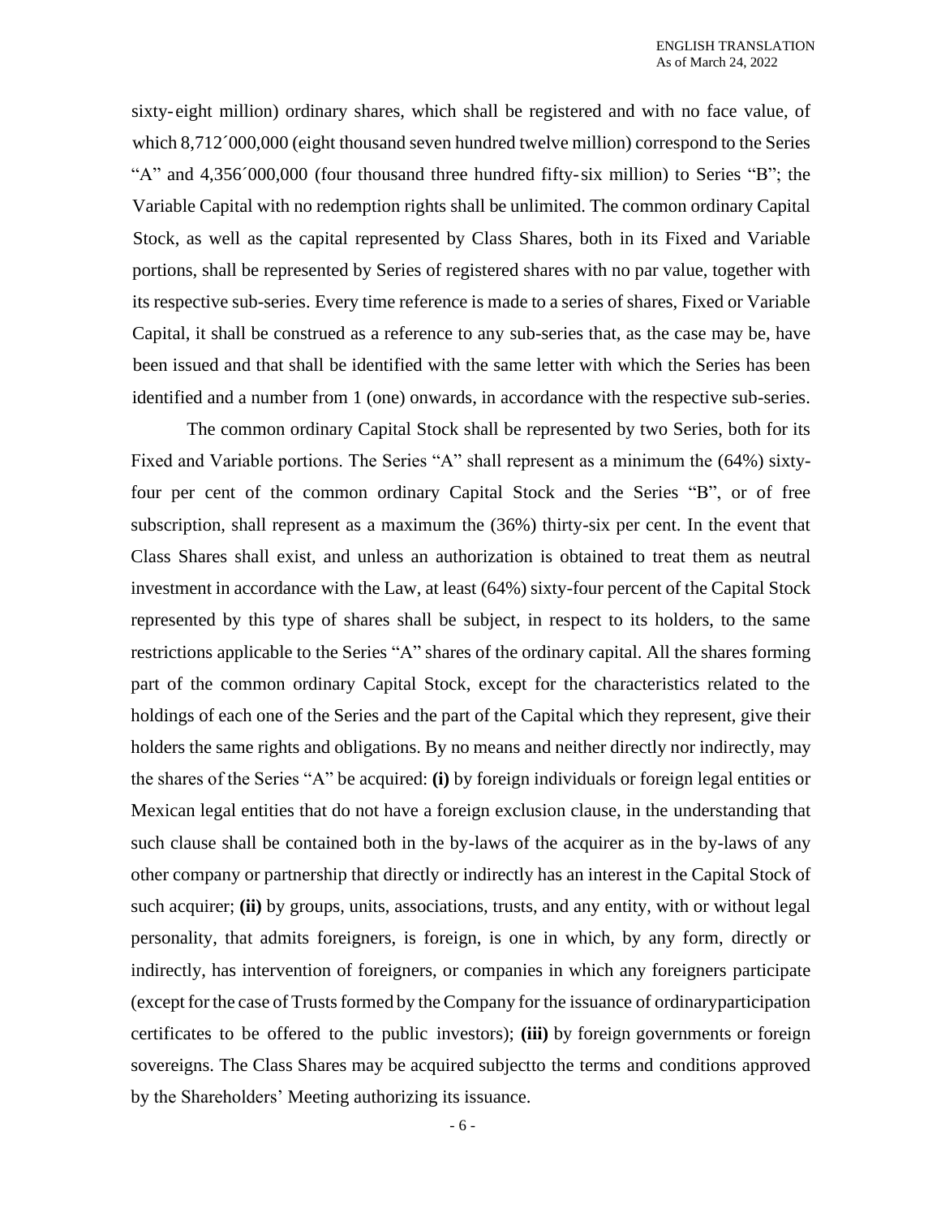sixty-eight million) ordinary shares, which shall be registered and with no face value, of which 8,712´000,000 (eight thousand seven hundred twelve million) correspond to the Series "A" and 4,356´000,000 (four thousand three hundred fifty-six million) to Series "B"; the Variable Capital with no redemption rights shall be unlimited. The common ordinary Capital Stock, as well as the capital represented by Class Shares, both in its Fixed and Variable portions, shall be represented by Series of registered shares with no par value, together with its respective sub-series. Every time reference is made to a series of shares, Fixed or Variable Capital, it shall be construed as a reference to any sub-series that, as the case may be, have been issued and that shall be identified with the same letter with which the Series has been identified and a number from 1 (one) onwards, in accordance with the respective sub-series.

The common ordinary Capital Stock shall be represented by two Series, both for its Fixed and Variable portions. The Series "A" shall represent as a minimum the (64%) sixty-four per cent of the common ordinary Capital Stock and the Series "B", or of free subscription, shall represent as a maximum the (36%) thirty-six per cent. In the event that Class Shares shall exist, and unless an authorization is obtained to treat them as neutral investment in accordance with the Law, at least (64%) sixty-four percent of the Capital Stock represented by this type of shares shall be subject, in respect to its holders, to the same restrictions applicable to the Series "A" shares of the ordinary capital. All the shares forming part of the common ordinary Capital Stock, except for the characteristics related to the holdings of each one of the Series and the part of the Capital which they represent, give their holders the same rights and obligations. By no means and neither directly nor indirectly, may the shares of the Series "A" be acquired: **(i)** by foreign individuals or foreign legal entities or Mexican legal entities that do not have a foreign exclusion clause, in the understanding that such clause shall be contained both in the by-laws of the acquirer as in the by-laws of any other company or partnership that directly or indirectly has an interest in the Capital Stock of such acquirer; **(ii)** by groups, units, associations, trusts, and any entity, with or without legal personality, that admits foreigners, is foreign, is one in which, by any form, directly or indirectly, has intervention of foreigners, or companies in which any foreigners participate (except for the case of Trusts formed by the Company for the issuance of ordinaryparticipation certificates to be offered to the public investors); **(iii)** by foreign governments or foreign sovereigns. The Class Shares may be acquired subjectto the terms and conditions approved by the Shareholders' Meeting authorizing its issuance.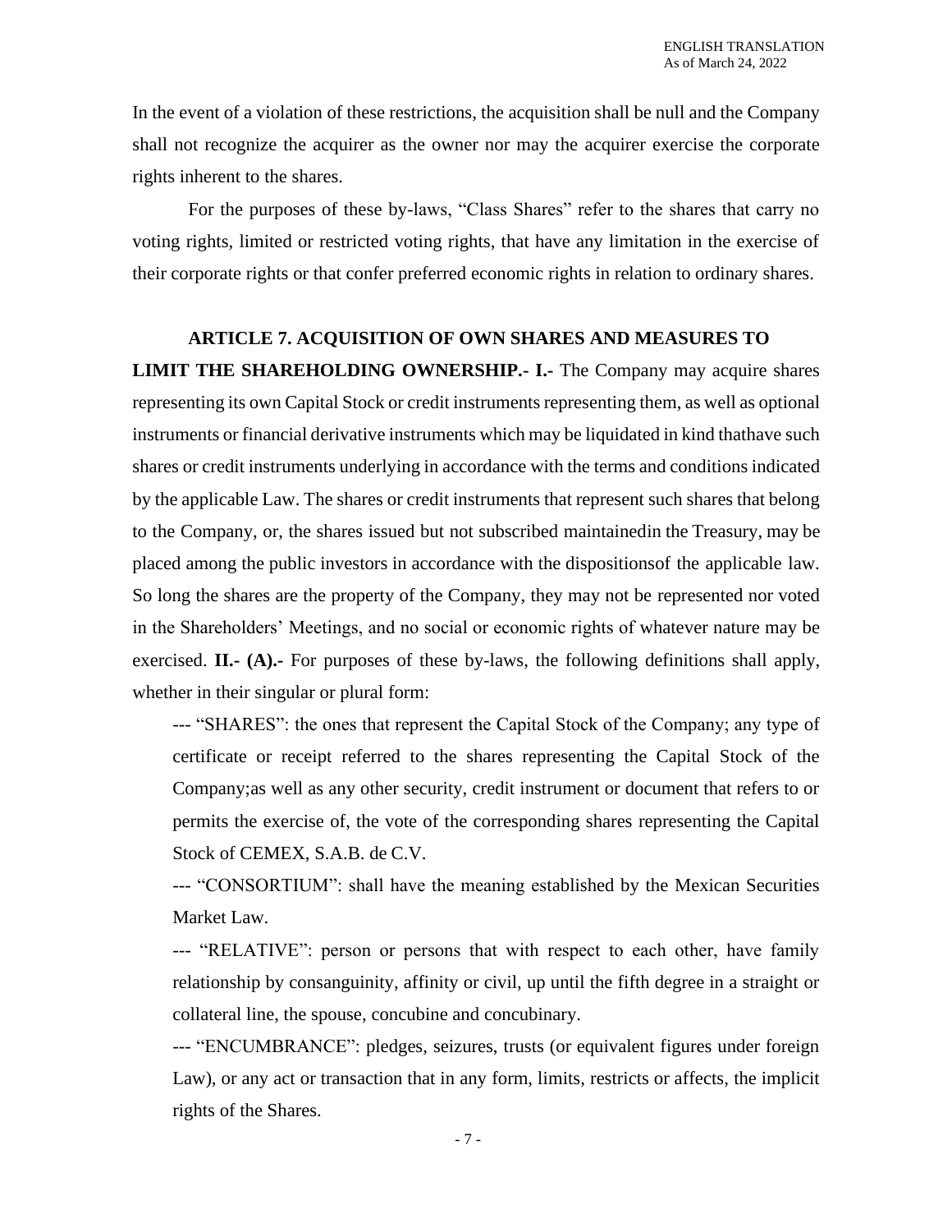In the event of a violation of these restrictions, the acquisition shall be null and the Company shall not recognize the acquirer as the owner nor may the acquirer exercise the corporate rights inherent to the shares.

For the purposes of these by-laws, "Class Shares" refer to the shares that carry no voting rights, limited or restricted voting rights, that have any limitation in the exercise of their corporate rights or that confer preferred economic rights in relation to ordinary shares.

**ARTICLE 7. ACQUISITION OF OWN SHARES AND MEASURES TO LIMIT THE SHAREHOLDING OWNERSHIP.- I.-** The Company may acquire shares representing its own Capital Stock or credit instruments representing them, as well as optional instruments or financial derivative instruments which may be liquidated in kind thathave such shares or credit instruments underlying in accordance with the terms and conditions indicated by the applicable Law. The shares or credit instruments that represent such shares that belong to the Company, or, the shares issued but not subscribed maintainedin the Treasury, may be placed among the public investors in accordance with the dispositionsof the applicable law. So long the shares are the property of the Company, they may not be represented nor voted in the Shareholders' Meetings, and no social or economic rights of whatever nature may be exercised. **II.- (A).-** For purposes of these by-laws, the following definitions shall apply, whether in their singular or plural form:

--- "SHARES": the ones that represent the Capital Stock of the Company; any type of certificate or receipt referred to the shares representing the Capital Stock of the Company;as well as any other security, credit instrument or document that refers to or permits the exercise of, the vote of the corresponding shares representing the Capital Stock of CEMEX, S.A.B. de C.V.

--- "CONSORTIUM": shall have the meaning established by the Mexican Securities Market Law.

--- "RELATIVE": person or persons that with respect to each other, have family relationship by consanguinity, affinity or civil, up until the fifth degree in a straight or collateral line, the spouse, concubine and concubinary.

--- "ENCUMBRANCE": pledges, seizures, trusts (or equivalent figures under foreign Law), or any act or transaction that in any form, limits, restricts or affects, the implicit rights of the Shares.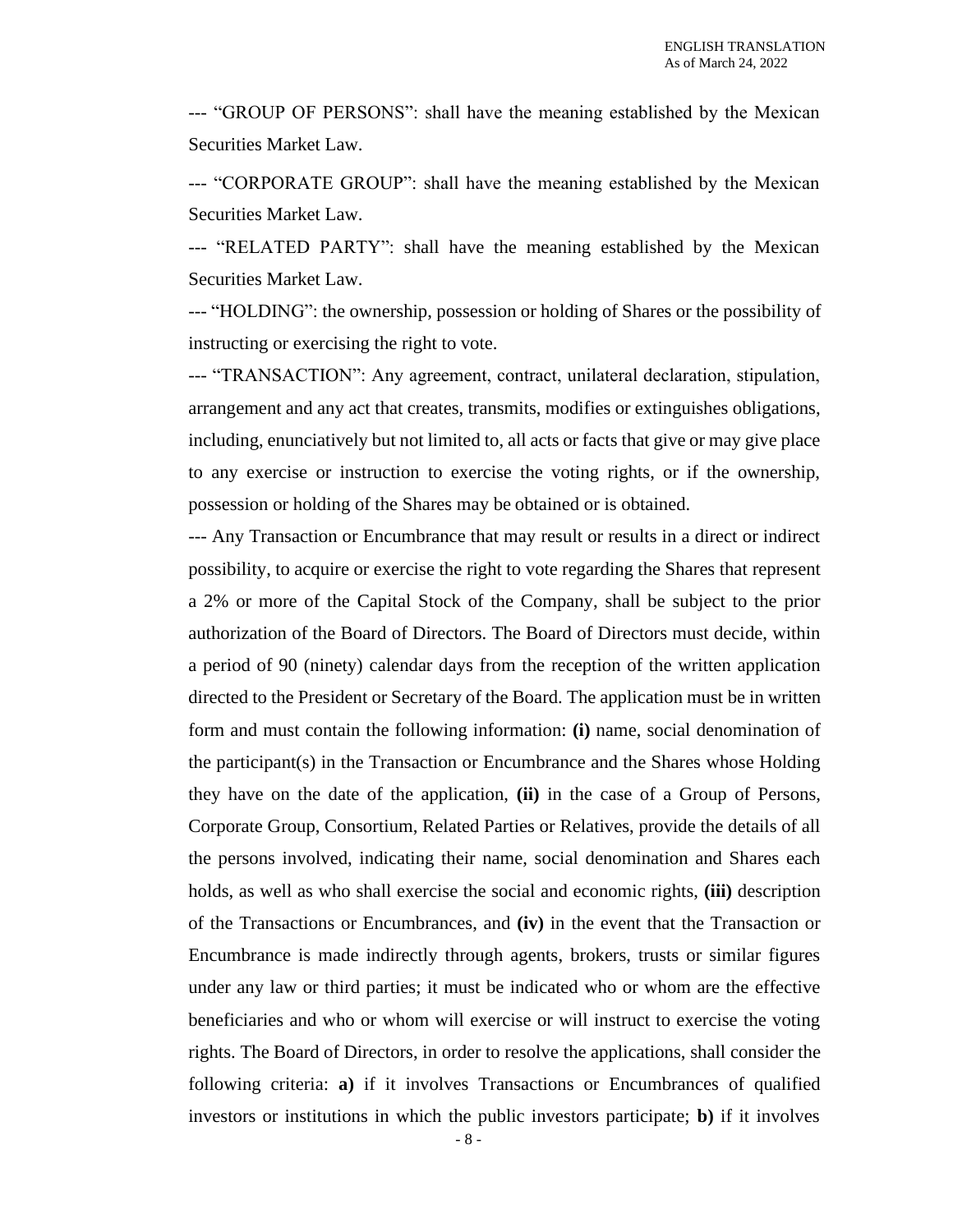--- “GROUP OF PERSONS”: shall have the meaning established by the Mexican Securities Market Law.

--- “CORPORATE GROUP”: shall have the meaning established by the Mexican Securities Market Law.

--- “RELATED PARTY”: shall have the meaning established by the Mexican Securities Market Law.

--- “HOLDING”: the ownership, possession or holding of Shares or the possibility of instructing or exercising the right to vote.

--- “TRANSACTION”: Any agreement, contract, unilateral declaration, stipulation, arrangement and any act that creates, transmits, modifies or extinguishes obligations, including, enunciatively but not limited to, all acts or facts that give or may give place to any exercise or instruction to exercise the voting rights, or if the ownership, possession or holding of the Shares may be obtained or is obtained.

--- Any Transaction or Encumbrance that may result or results in a direct or indirect possibility, to acquire or exercise the right to vote regarding the Shares that represent a 2% or more of the Capital Stock of the Company, shall be subject to the prior authorization of the Board of Directors. The Board of Directors must decide, within a period of 90 (ninety) calendar days from the reception of the written application directed to the President or Secretary of the Board. The application must be in written form and must contain the following information: **(i)** name, social denomination of the participant(s) in the Transaction or Encumbrance and the Shares whose Holding they have on the date of the application, **(ii)** in the case of a Group of Persons, Corporate Group, Consortium, Related Parties or Relatives, provide the details of all the persons involved, indicating their name, social denomination and Shares each holds, as well as who shall exercise the social and economic rights, **(iii)** description of the Transactions or Encumbrances, and **(iv)** in the event that the Transaction or Encumbrance is made indirectly through agents, brokers, trusts or similar figures under any law or third parties; it must be indicated who or whom are the effective beneficiaries and who or whom will exercise or will instruct to exercise the voting rights. The Board of Directors, in order to resolve the applications, shall consider the following criteria: **a)** if it involves Transactions or Encumbrances of qualified investors or institutions in which the public investors participate; **b)** if it involves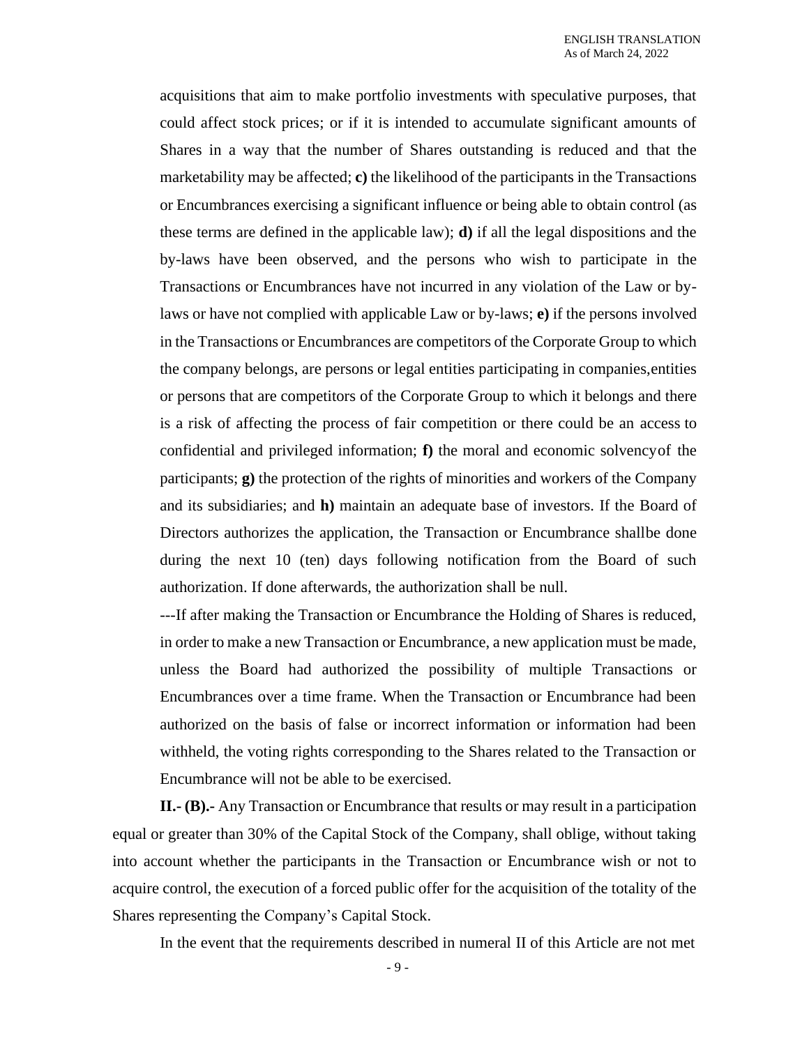acquisitions that aim to make portfolio investments with speculative purposes, that could affect stock prices; or if it is intended to accumulate significant amounts of Shares in a way that the number of Shares outstanding is reduced and that the marketability may be affected; **c)** the likelihood of the participants in the Transactions or Encumbrances exercising a significant influence or being able to obtain control (as these terms are defined in the applicable law); **d)** if all the legal dispositions and the by-laws have been observed, and the persons who wish to participate in the Transactions or Encumbrances have not incurred in any violation of the Law or by-laws or have not complied with applicable Law or by-laws; **e)** if the persons involved in the Transactions or Encumbrances are competitors of the Corporate Group to which the company belongs, are persons or legal entities participating in companies,entities or persons that are competitors of the Corporate Group to which it belongs and there is a risk of affecting the process of fair competition or there could be an access to confidential and privileged information; **f)** the moral and economic solvencyof the participants; **g)** the protection of the rights of minorities and workers of the Company and its subsidiaries; and **h)** maintain an adequate base of investors. If the Board of Directors authorizes the application, the Transaction or Encumbrance shallbe done during the next 10 (ten) days following notification from the Board of such authorization. If done afterwards, the authorization shall be null.

---If after making the Transaction or Encumbrance the Holding of Shares is reduced, in order to make a new Transaction or Encumbrance, a new application must be made, unless the Board had authorized the possibility of multiple Transactions or Encumbrances over a time frame. When the Transaction or Encumbrance had been authorized on the basis of false or incorrect information or information had been withheld, the voting rights corresponding to the Shares related to the Transaction or Encumbrance will not be able to be exercised.

**II.- (B).-** Any Transaction or Encumbrance that results or may result in a participation equal or greater than 30% of the Capital Stock of the Company, shall oblige, without taking into account whether the participants in the Transaction or Encumbrance wish or not to acquire control, the execution of a forced public offer for the acquisition of the totality of the Shares representing the Company's Capital Stock.

In the event that the requirements described in numeral II of this Article are not met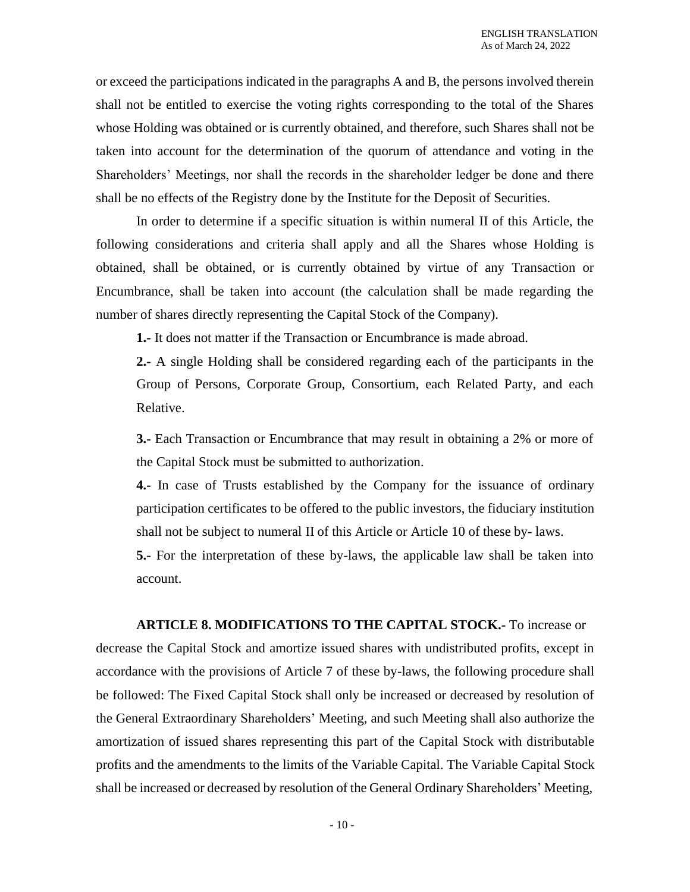or exceed the participations indicated in the paragraphs A and B, the persons involved therein shall not be entitled to exercise the voting rights corresponding to the total of the Shares whose Holding was obtained or is currently obtained, and therefore, such Shares shall not be taken into account for the determination of the quorum of attendance and voting in the Shareholders' Meetings, nor shall the records in the shareholder ledger be done and there shall be no effects of the Registry done by the Institute for the Deposit of Securities.

In order to determine if a specific situation is within numeral II of this Article, the following considerations and criteria shall apply and all the Shares whose Holding is obtained, shall be obtained, or is currently obtained by virtue of any Transaction or Encumbrance, shall be taken into account (the calculation shall be made regarding the number of shares directly representing the Capital Stock of the Company).

**1.-** It does not matter if the Transaction or Encumbrance is made abroad.

**2.-** A single Holding shall be considered regarding each of the participants in the Group of Persons, Corporate Group, Consortium, each Related Party, and each Relative.

**3.-** Each Transaction or Encumbrance that may result in obtaining a 2% or more of the Capital Stock must be submitted to authorization.

**4.-** In case of Trusts established by the Company for the issuance of ordinary participation certificates to be offered to the public investors, the fiduciary institution shall not be subject to numeral II of this Article or Article 10 of these by- laws.

**5.-** For the interpretation of these by-laws, the applicable law shall be taken into account.

**ARTICLE 8. MODIFICATIONS TO THE CAPITAL STOCK.-** To increase or decrease the Capital Stock and amortize issued shares with undistributed profits, except in accordance with the provisions of Article 7 of these by-laws, the following procedure shall be followed: The Fixed Capital Stock shall only be increased or decreased by resolution of the General Extraordinary Shareholders' Meeting, and such Meeting shall also authorize the amortization of issued shares representing this part of the Capital Stock with distributable profits and the amendments to the limits of the Variable Capital. The Variable Capital Stock shall be increased or decreased by resolution of the General Ordinary Shareholders' Meeting,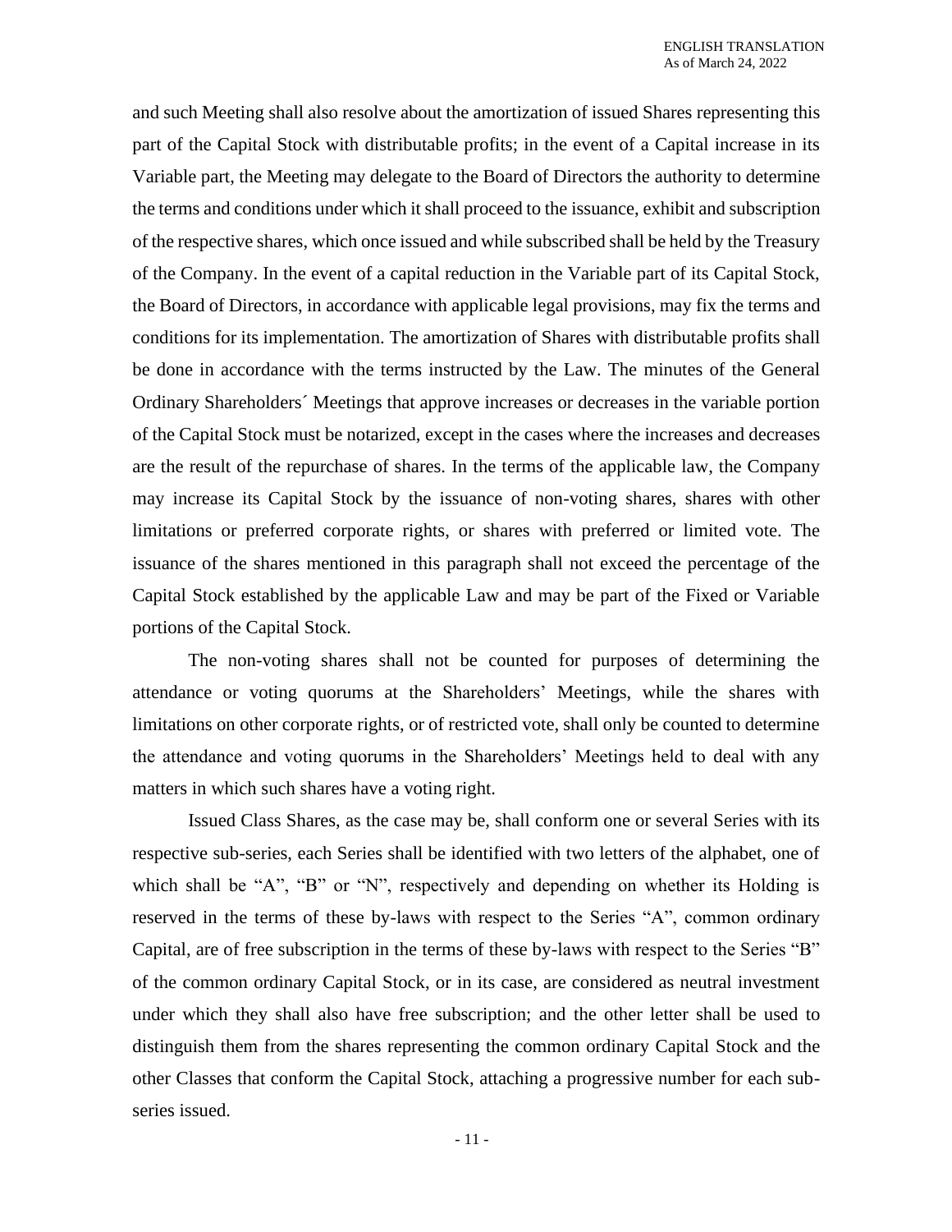and such Meeting shall also resolve about the amortization of issued Shares representing this part of the Capital Stock with distributable profits; in the event of a Capital increase in its Variable part, the Meeting may delegate to the Board of Directors the authority to determine the terms and conditions under which it shall proceed to the issuance, exhibit and subscription of the respective shares, which once issued and while subscribed shall be held by the Treasury of the Company. In the event of a capital reduction in the Variable part of its Capital Stock, the Board of Directors, in accordance with applicable legal provisions, may fix the terms and conditions for its implementation. The amortization of Shares with distributable profits shall be done in accordance with the terms instructed by the Law. The minutes of the General Ordinary Shareholders´ Meetings that approve increases or decreases in the variable portion of the Capital Stock must be notarized, except in the cases where the increases and decreases are the result of the repurchase of shares. In the terms of the applicable law, the Company may increase its Capital Stock by the issuance of non-voting shares, shares with other limitations or preferred corporate rights, or shares with preferred or limited vote. The issuance of the shares mentioned in this paragraph shall not exceed the percentage of the Capital Stock established by the applicable Law and may be part of the Fixed or Variable portions of the Capital Stock.

The non-voting shares shall not be counted for purposes of determining the attendance or voting quorums at the Shareholders' Meetings, while the shares with limitations on other corporate rights, or of restricted vote, shall only be counted to determine the attendance and voting quorums in the Shareholders' Meetings held to deal with any matters in which such shares have a voting right.

Issued Class Shares, as the case may be, shall conform one or several Series with its respective sub-series, each Series shall be identified with two letters of the alphabet, one of which shall be "A", "B" or "N", respectively and depending on whether its Holding is reserved in the terms of these by-laws with respect to the Series "A", common ordinary Capital, are of free subscription in the terms of these by-laws with respect to the Series "B" of the common ordinary Capital Stock, or in its case, are considered as neutral investment under which they shall also have free subscription; and the other letter shall be used to distinguish them from the shares representing the common ordinary Capital Stock and the other Classes that conform the Capital Stock, attaching a progressive number for each sub-series issued.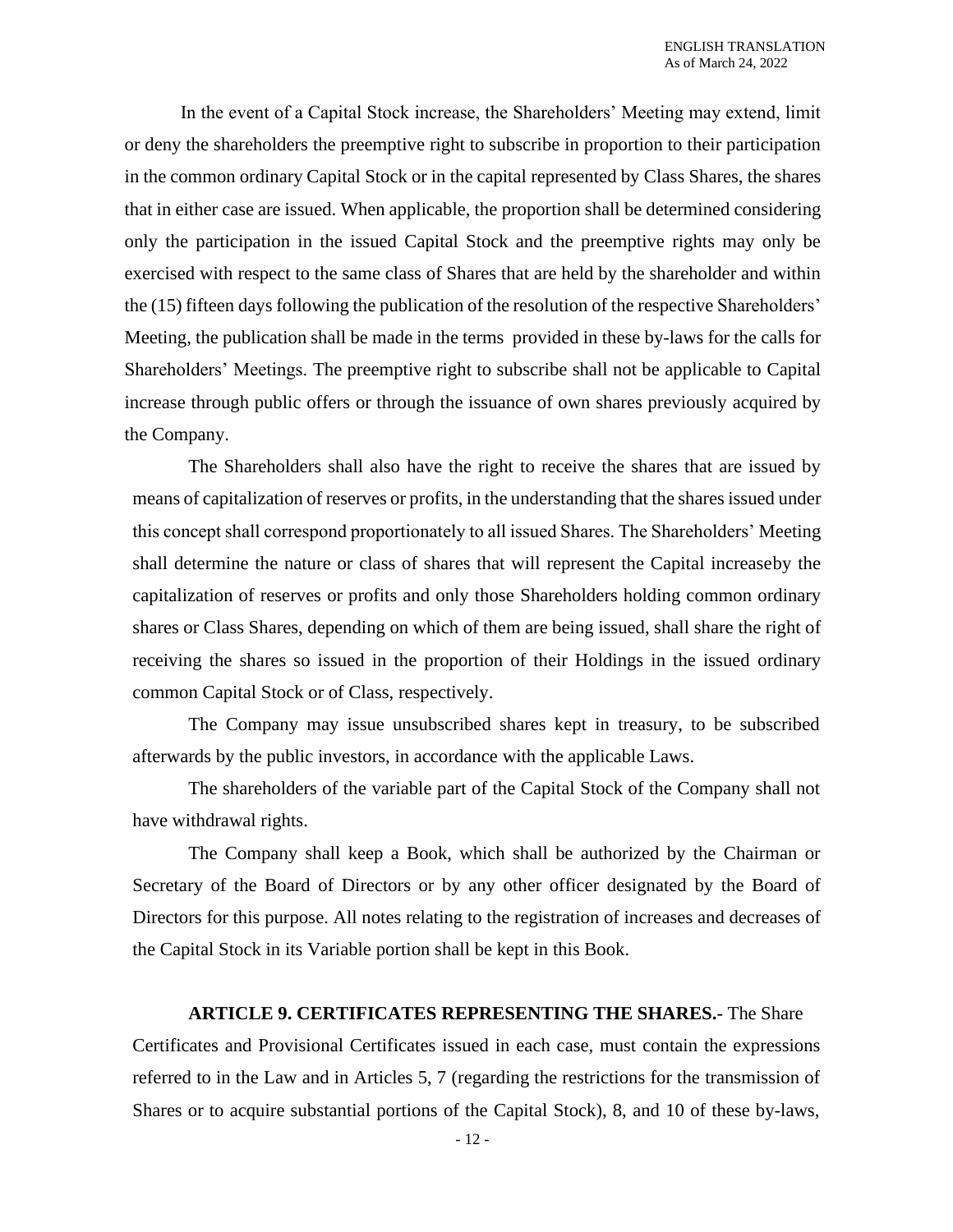In the event of a Capital Stock increase, the Shareholders' Meeting may extend, limit or deny the shareholders the preemptive right to subscribe in proportion to their participation in the common ordinary Capital Stock or in the capital represented by Class Shares, the shares that in either case are issued. When applicable, the proportion shall be determined considering only the participation in the issued Capital Stock and the preemptive rights may only be exercised with respect to the same class of Shares that are held by the shareholder and within the (15) fifteen days following the publication of the resolution of the respective Shareholders' Meeting, the publication shall be made in the terms provided in these by-laws for the calls for Shareholders' Meetings. The preemptive right to subscribe shall not be applicable to Capital increase through public offers or through the issuance of own shares previously acquired by the Company.

The Shareholders shall also have the right to receive the shares that are issued by means of capitalization of reserves or profits, in the understanding that the shares issued under this concept shall correspond proportionately to all issued Shares. The Shareholders' Meeting shall determine the nature or class of shares that will represent the Capital increaseby the capitalization of reserves or profits and only those Shareholders holding common ordinary shares or Class Shares, depending on which of them are being issued, shall share the right of receiving the shares so issued in the proportion of their Holdings in the issued ordinary common Capital Stock or of Class, respectively.

The Company may issue unsubscribed shares kept in treasury, to be subscribed afterwards by the public investors, in accordance with the applicable Laws.

The shareholders of the variable part of the Capital Stock of the Company shall not have withdrawal rights.

The Company shall keep a Book, which shall be authorized by the Chairman or Secretary of the Board of Directors or by any other officer designated by the Board of Directors for this purpose. All notes relating to the registration of increases and decreases of the Capital Stock in its Variable portion shall be kept in this Book.

**ARTICLE 9. CERTIFICATES REPRESENTING THE SHARES.-** The Share Certificates and Provisional Certificates issued in each case, must contain the expressions referred to in the Law and in Articles 5, 7 (regarding the restrictions for the transmission of Shares or to acquire substantial portions of the Capital Stock), 8, and 10 of these by-laws,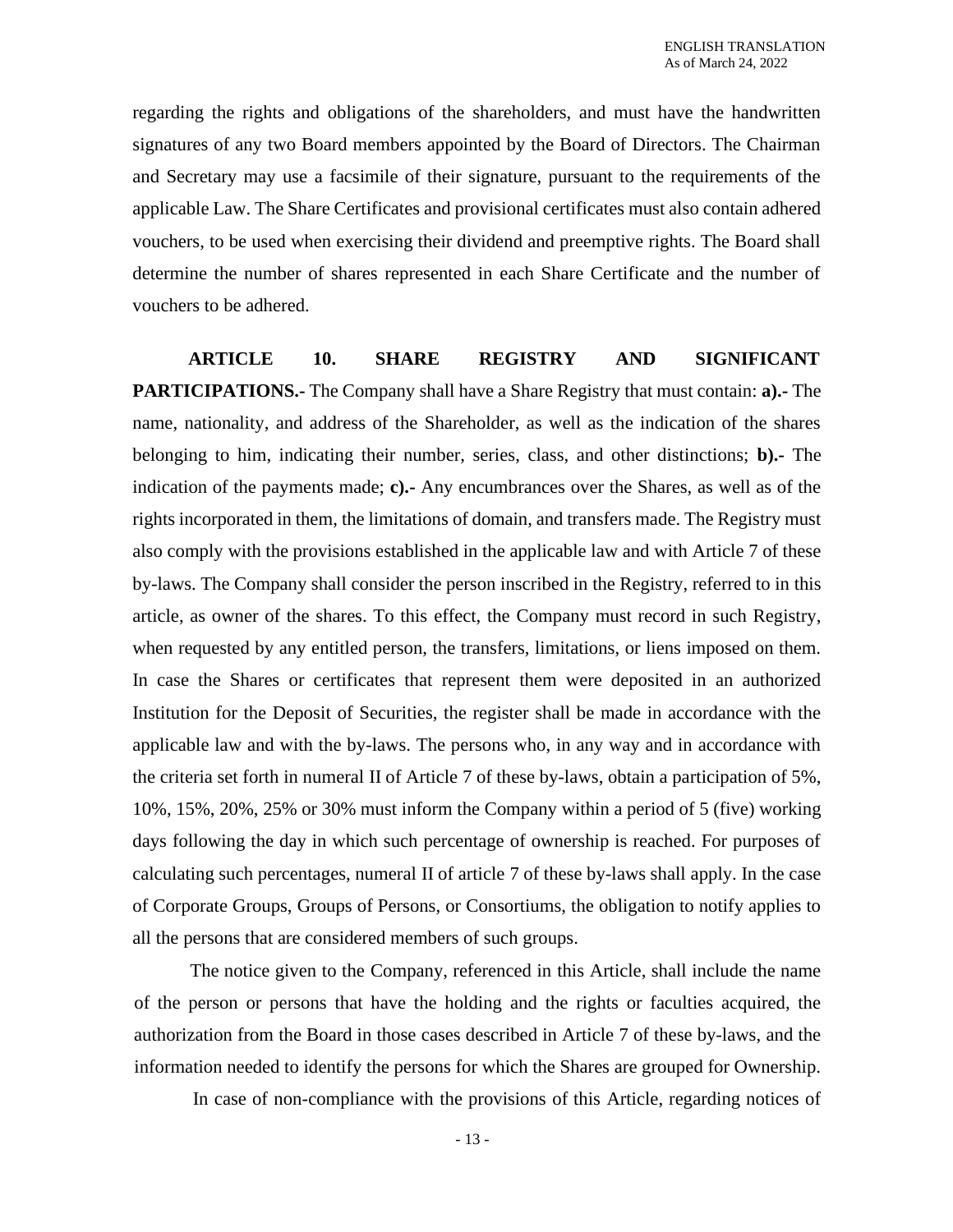regarding the rights and obligations of the shareholders, and must have the handwritten signatures of any two Board members appointed by the Board of Directors. The Chairman and Secretary may use a facsimile of their signature, pursuant to the requirements of the applicable Law. The Share Certificates and provisional certificates must also contain adhered vouchers, to be used when exercising their dividend and preemptive rights. The Board shall determine the number of shares represented in each Share Certificate and the number of vouchers to be adhered.

**ARTICLE 10. SHARE REGISTRY AND SIGNIFICANT PARTICIPATIONS.-** The Company shall have a Share Registry that must contain: **a).-** The name, nationality, and address of the Shareholder, as well as the indication of the shares belonging to him, indicating their number, series, class, and other distinctions; **b).-** The indication of the payments made; **c).-** Any encumbrances over the Shares, as well as of the rights incorporated in them, the limitations of domain, and transfers made. The Registry must also comply with the provisions established in the applicable law and with Article 7 of these by-laws. The Company shall consider the person inscribed in the Registry, referred to in this article, as owner of the shares. To this effect, the Company must record in such Registry, when requested by any entitled person, the transfers, limitations, or liens imposed on them. In case the Shares or certificates that represent them were deposited in an authorized Institution for the Deposit of Securities, the register shall be made in accordance with the applicable law and with the by-laws. The persons who, in any way and in accordance with the criteria set forth in numeral II of Article 7 of these by-laws, obtain a participation of 5%, 10%, 15%, 20%, 25% or 30% must inform the Company within a period of 5 (five) working days following the day in which such percentage of ownership is reached. For purposes of calculating such percentages, numeral II of article 7 of these by-laws shall apply. In the case of Corporate Groups, Groups of Persons, or Consortiums, the obligation to notify applies to all the persons that are considered members of such groups.

The notice given to the Company, referenced in this Article, shall include the name of the person or persons that have the holding and the rights or faculties acquired, the authorization from the Board in those cases described in Article 7 of these by-laws, and the information needed to identify the persons for which the Shares are grouped for Ownership.

In case of non-compliance with the provisions of this Article, regarding notices of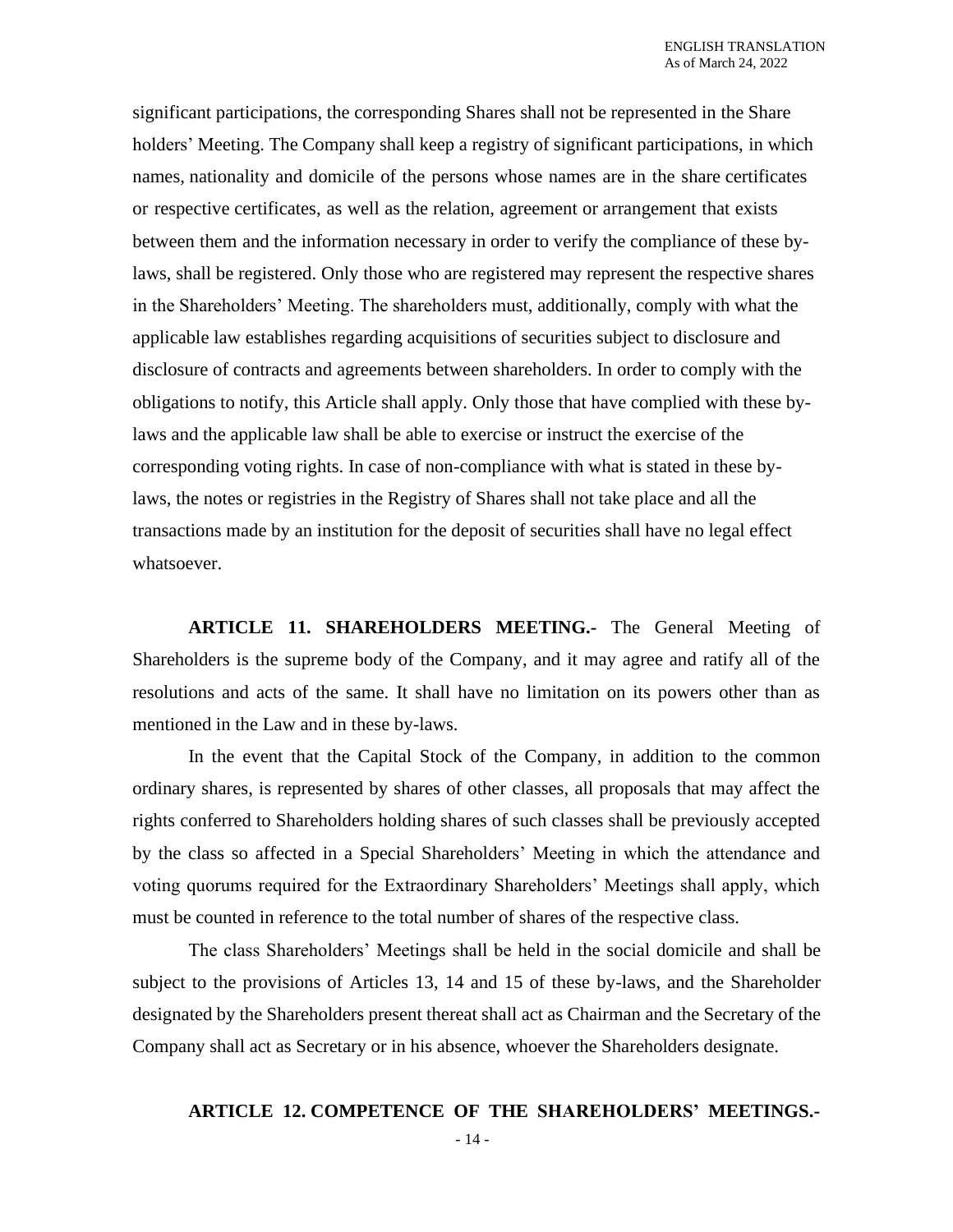significant participations, the corresponding Shares shall not be represented in the Share holders' Meeting. The Company shall keep a registry of significant participations, in which names, nationality and domicile of the persons whose names are in the share certificates or respective certificates, as well as the relation, agreement or arrangement that exists between them and the information necessary in order to verify the compliance of these by-laws, shall be registered. Only those who are registered may represent the respective shares in the Shareholders' Meeting. The shareholders must, additionally, comply with what the applicable law establishes regarding acquisitions of securities subject to disclosure and disclosure of contracts and agreements between shareholders. In order to comply with the obligations to notify, this Article shall apply. Only those that have complied with these by-laws and the applicable law shall be able to exercise or instruct the exercise of the corresponding voting rights. In case of non-compliance with what is stated in these by-laws, the notes or registries in the Registry of Shares shall not take place and all the transactions made by an institution for the deposit of securities shall have no legal effect whatsoever.

**ARTICLE 11. SHAREHOLDERS MEETING.-** The General Meeting of Shareholders is the supreme body of the Company, and it may agree and ratify all of the resolutions and acts of the same. It shall have no limitation on its powers other than as mentioned in the Law and in these by-laws.

In the event that the Capital Stock of the Company, in addition to the common ordinary shares, is represented by shares of other classes, all proposals that may affect the rights conferred to Shareholders holding shares of such classes shall be previously accepted by the class so affected in a Special Shareholders' Meeting in which the attendance and voting quorums required for the Extraordinary Shareholders' Meetings shall apply, which must be counted in reference to the total number of shares of the respective class.

The class Shareholders' Meetings shall be held in the social domicile and shall be subject to the provisions of Articles 13, 14 and 15 of these by-laws, and the Shareholder designated by the Shareholders present thereat shall act as Chairman and the Secretary of the Company shall act as Secretary or in his absence, whoever the Shareholders designate.

**ARTICLE 12. COMPETENCE OF THE SHAREHOLDERS' MEETINGS.-**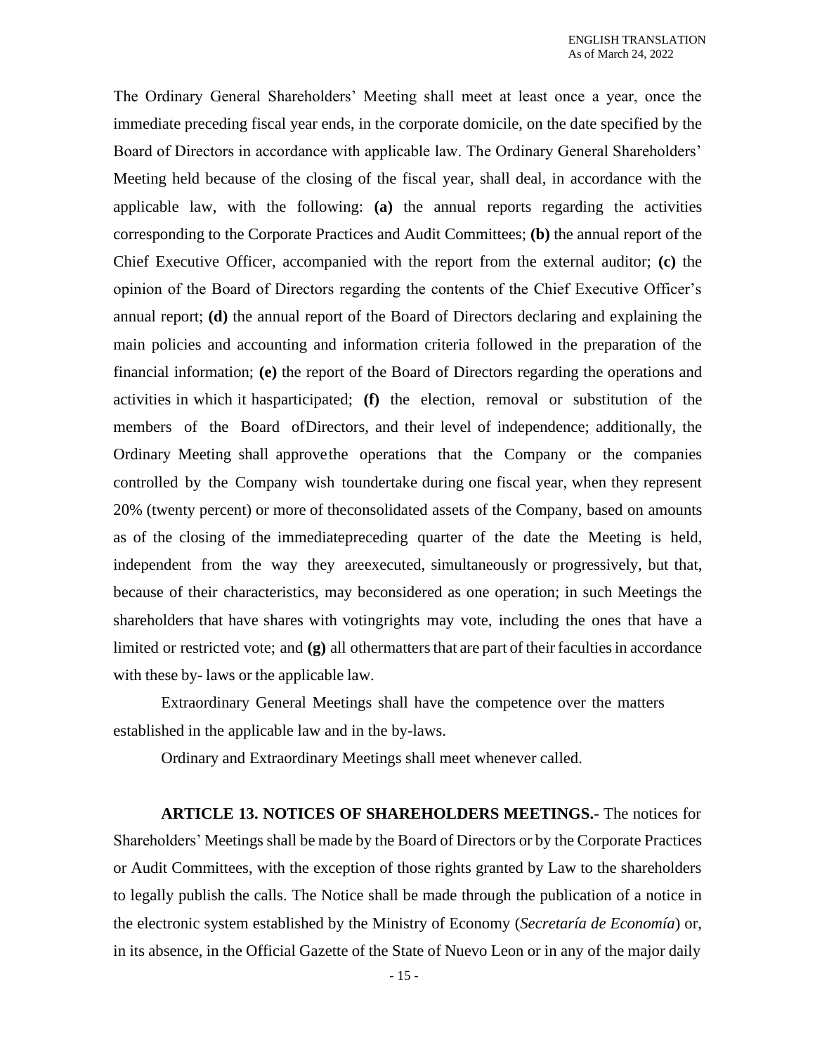The Ordinary General Shareholders' Meeting shall meet at least once a year, once the immediate preceding fiscal year ends, in the corporate domicile, on the date specified by the Board of Directors in accordance with applicable law. The Ordinary General Shareholders' Meeting held because of the closing of the fiscal year, shall deal, in accordance with the applicable law, with the following: **(a)** the annual reports regarding the activities corresponding to the Corporate Practices and Audit Committees; **(b)** the annual report of the Chief Executive Officer, accompanied with the report from the external auditor; **(c)** the opinion of the Board of Directors regarding the contents of the Chief Executive Officer's annual report; **(d)** the annual report of the Board of Directors declaring and explaining the main policies and accounting and information criteria followed in the preparation of the financial information; **(e)** the report of the Board of Directors regarding the operations and activities in which it hasparticipated; **(f)** the election, removal or substitution of the members of the Board ofDirectors, and their level of independence; additionally, the Ordinary Meeting shall approvethe operations that the Company or the companies controlled by the Company wish toundertake during one fiscal year, when they represent 20% (twenty percent) or more of theconsolidated assets of the Company, based on amounts as of the closing of the immediatepreceding quarter of the date the Meeting is held, independent from the way they areexecuted, simultaneously or progressively, but that, because of their characteristics, may beconsidered as one operation; in such Meetings the shareholders that have shares with votingrights may vote, including the ones that have a limited or restricted vote; and **(g)** all othermatters that are part of their faculties in accordance with these by- laws or the applicable law.

Extraordinary General Meetings shall have the competence over the matters established in the applicable law and in the by-laws.

Ordinary and Extraordinary Meetings shall meet whenever called.

**ARTICLE 13. NOTICES OF SHAREHOLDERS MEETINGS.-** The notices for Shareholders' Meetings shall be made by the Board of Directors or by the Corporate Practices or Audit Committees, with the exception of those rights granted by Law to the shareholders to legally publish the calls. The Notice shall be made through the publication of a notice in the electronic system established by the Ministry of Economy (*Secretaría de Economía*) or, in its absence, in the Official Gazette of the State of Nuevo Leon or in any of the major daily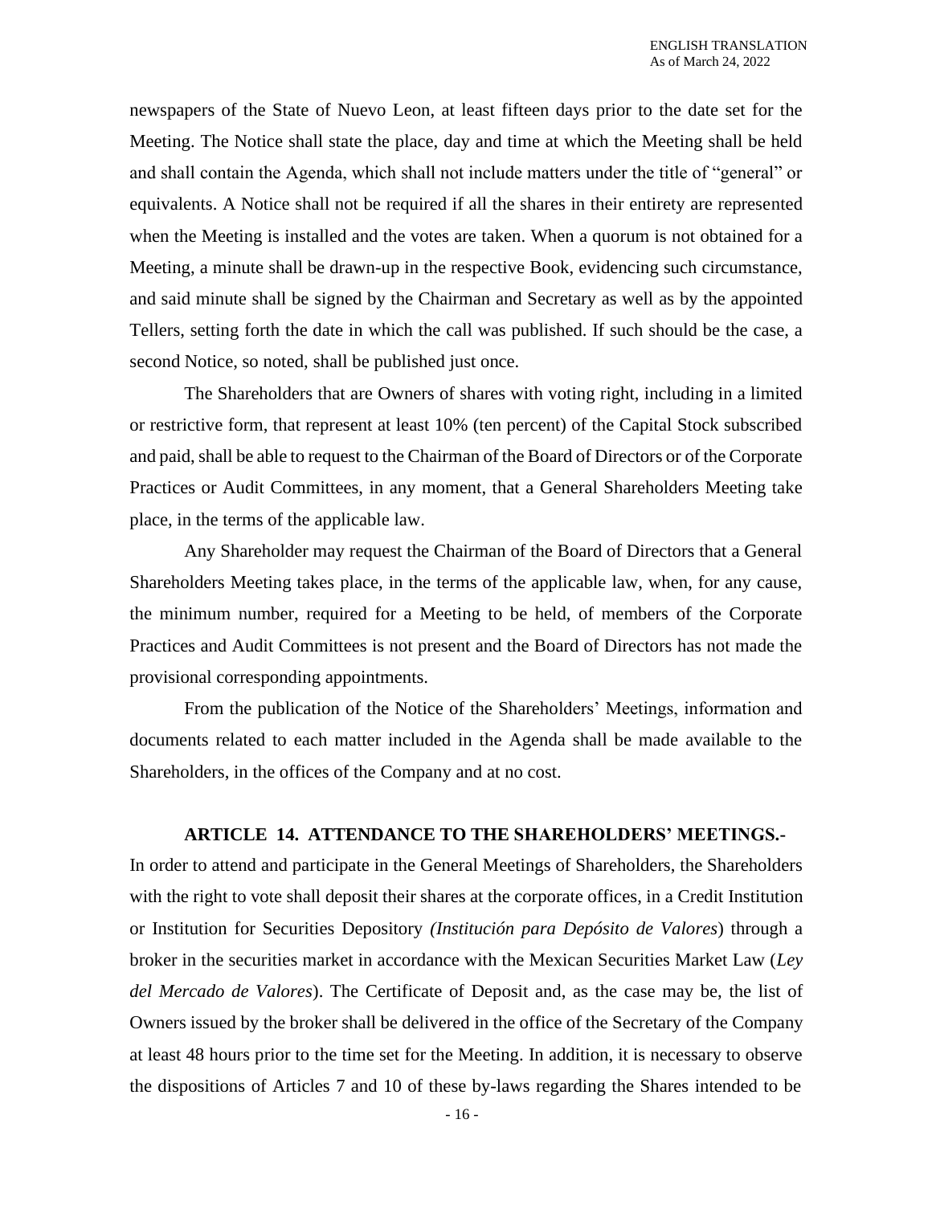newspapers of the State of Nuevo Leon, at least fifteen days prior to the date set for the Meeting. The Notice shall state the place, day and time at which the Meeting shall be held and shall contain the Agenda, which shall not include matters under the title of "general" or equivalents. A Notice shall not be required if all the shares in their entirety are represented when the Meeting is installed and the votes are taken. When a quorum is not obtained for a Meeting, a minute shall be drawn-up in the respective Book, evidencing such circumstance, and said minute shall be signed by the Chairman and Secretary as well as by the appointed Tellers, setting forth the date in which the call was published. If such should be the case, a second Notice, so noted, shall be published just once.

The Shareholders that are Owners of shares with voting right, including in a limited or restrictive form, that represent at least 10% (ten percent) of the Capital Stock subscribed and paid, shall be able to request to the Chairman of the Board of Directors or of the Corporate Practices or Audit Committees, in any moment, that a General Shareholders Meeting take place, in the terms of the applicable law.

Any Shareholder may request the Chairman of the Board of Directors that a General Shareholders Meeting takes place, in the terms of the applicable law, when, for any cause, the minimum number, required for a Meeting to be held, of members of the Corporate Practices and Audit Committees is not present and the Board of Directors has not made the provisional corresponding appointments.

From the publication of the Notice of the Shareholders' Meetings, information and documents related to each matter included in the Agenda shall be made available to the Shareholders, in the offices of the Company and at no cost.

**ARTICLE 14. ATTENDANCE TO THE SHAREHOLDERS' MEETINGS.-** In order to attend and participate in the General Meetings of Shareholders, the Shareholders with the right to vote shall deposit their shares at the corporate offices, in a Credit Institution or Institution for Securities Depository *(Institución para Depósito de Valores*) through a broker in the securities market in accordance with the Mexican Securities Market Law (*Ley del Mercado de Valores*). The Certificate of Deposit and, as the case may be, the list of Owners issued by the broker shall be delivered in the office of the Secretary of the Company at least 48 hours prior to the time set for the Meeting. In addition, it is necessary to observe the dispositions of Articles 7 and 10 of these by-laws regarding the Shares intended to be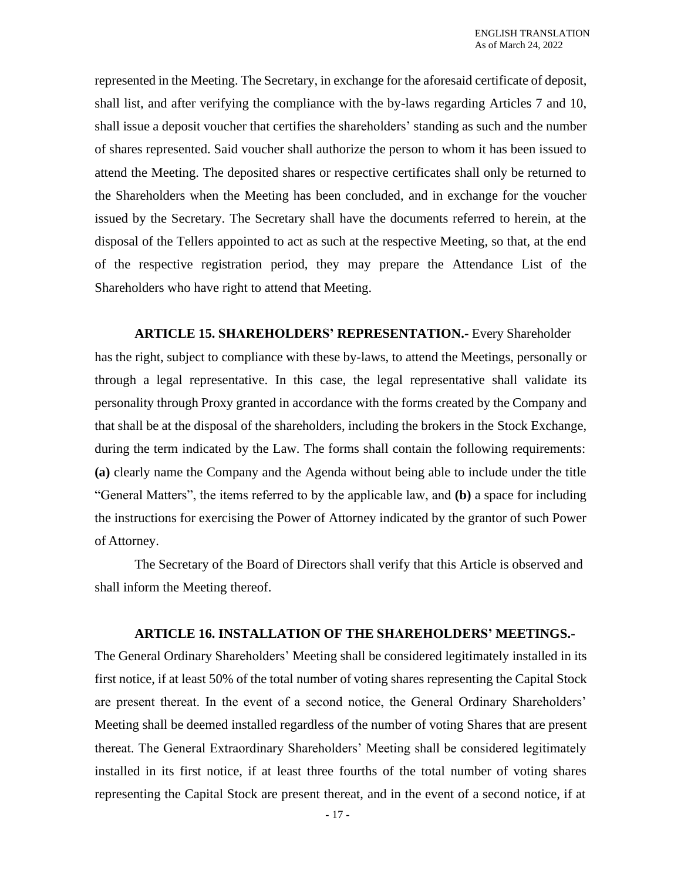represented in the Meeting. The Secretary, in exchange for the aforesaid certificate of deposit, shall list, and after verifying the compliance with the by-laws regarding Articles 7 and 10, shall issue a deposit voucher that certifies the shareholders' standing as such and the number of shares represented. Said voucher shall authorize the person to whom it has been issued to attend the Meeting. The deposited shares or respective certificates shall only be returned to the Shareholders when the Meeting has been concluded, and in exchange for the voucher issued by the Secretary. The Secretary shall have the documents referred to herein, at the disposal of the Tellers appointed to act as such at the respective Meeting, so that, at the end of the respective registration period, they may prepare the Attendance List of the Shareholders who have right to attend that Meeting.

**ARTICLE 15. SHAREHOLDERS' REPRESENTATION.-** Every Shareholder has the right, subject to compliance with these by-laws, to attend the Meetings, personally or through a legal representative. In this case, the legal representative shall validate its personality through Proxy granted in accordance with the forms created by the Company and that shall be at the disposal of the shareholders, including the brokers in the Stock Exchange, during the term indicated by the Law. The forms shall contain the following requirements: **(a)** clearly name the Company and the Agenda without being able to include under the title "General Matters", the items referred to by the applicable law, and **(b)** a space for including the instructions for exercising the Power of Attorney indicated by the grantor of such Power of Attorney.

The Secretary of the Board of Directors shall verify that this Article is observed and shall inform the Meeting thereof.

**ARTICLE 16. INSTALLATION OF THE SHAREHOLDERS' MEETINGS.-** The General Ordinary Shareholders' Meeting shall be considered legitimately installed in its first notice, if at least 50% of the total number of voting shares representing the Capital Stock are present thereat. In the event of a second notice, the General Ordinary Shareholders' Meeting shall be deemed installed regardless of the number of voting Shares that are present thereat. The General Extraordinary Shareholders' Meeting shall be considered legitimately installed in its first notice, if at least three fourths of the total number of voting shares representing the Capital Stock are present thereat, and in the event of a second notice, if at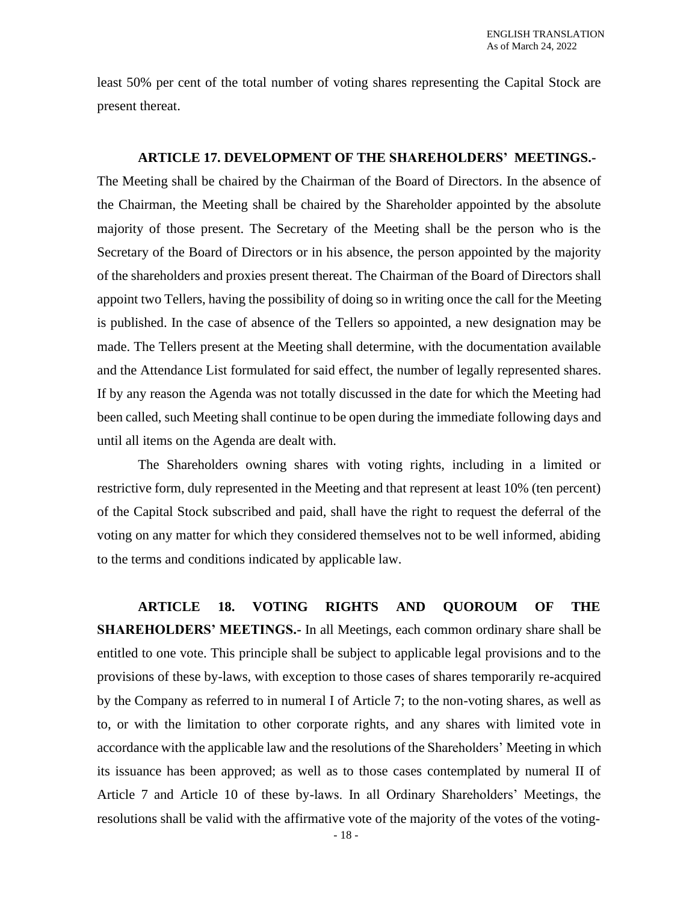least 50% per cent of the total number of voting shares representing the Capital Stock are present thereat.

**ARTICLE 17. DEVELOPMENT OF THE SHAREHOLDERS' MEETINGS.-** The Meeting shall be chaired by the Chairman of the Board of Directors. In the absence of the Chairman, the Meeting shall be chaired by the Shareholder appointed by the absolute majority of those present. The Secretary of the Meeting shall be the person who is the Secretary of the Board of Directors or in his absence, the person appointed by the majority of the shareholders and proxies present thereat. The Chairman of the Board of Directors shall appoint two Tellers, having the possibility of doing so in writing once the call for the Meeting is published. In the case of absence of the Tellers so appointed, a new designation may be made. The Tellers present at the Meeting shall determine, with the documentation available and the Attendance List formulated for said effect, the number of legally represented shares. If by any reason the Agenda was not totally discussed in the date for which the Meeting had been called, such Meeting shall continue to be open during the immediate following days and until all items on the Agenda are dealt with.

The Shareholders owning shares with voting rights, including in a limited or restrictive form, duly represented in the Meeting and that represent at least 10% (ten percent) of the Capital Stock subscribed and paid, shall have the right to request the deferral of the voting on any matter for which they considered themselves not to be well informed, abiding to the terms and conditions indicated by applicable law.

**ARTICLE 18. VOTING RIGHTS AND QUOROUM OF THE SHAREHOLDERS' MEETINGS.-** In all Meetings, each common ordinary share shall be entitled to one vote. This principle shall be subject to applicable legal provisions and to the provisions of these by-laws, with exception to those cases of shares temporarily re-acquired by the Company as referred to in numeral I of Article 7; to the non-voting shares, as well as to, or with the limitation to other corporate rights, and any shares with limited vote in accordance with the applicable law and the resolutions of the Shareholders' Meeting in which its issuance has been approved; as well as to those cases contemplated by numeral II of Article 7 and Article 10 of these by-laws. In all Ordinary Shareholders' Meetings, the resolutions shall be valid with the affirmative vote of the majority of the votes of the voting-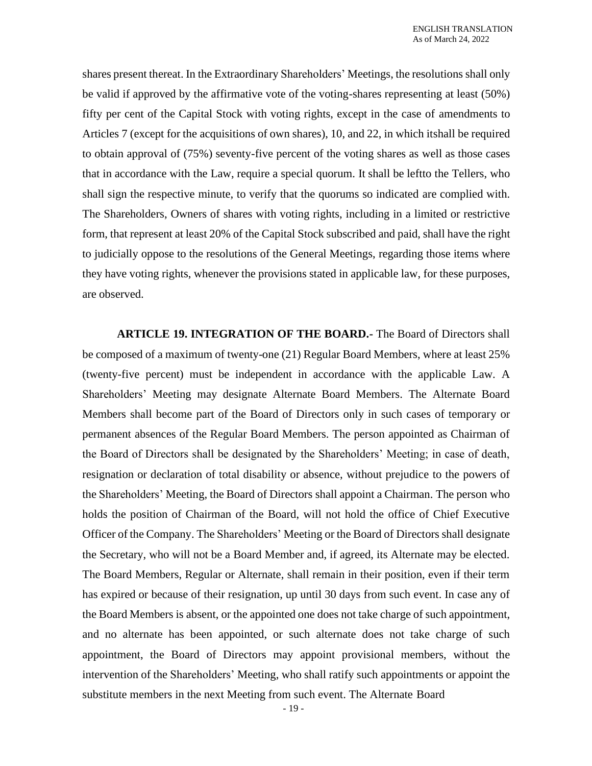shares present thereat. In the Extraordinary Shareholders' Meetings, the resolutions shall only be valid if approved by the affirmative vote of the voting-shares representing at least (50%) fifty per cent of the Capital Stock with voting rights, except in the case of amendments to Articles 7 (except for the acquisitions of own shares), 10, and 22, in which itshall be required to obtain approval of (75%) seventy-five percent of the voting shares as well as those cases that in accordance with the Law, require a special quorum. It shall be leftto the Tellers, who shall sign the respective minute, to verify that the quorums so indicated are complied with. The Shareholders, Owners of shares with voting rights, including in a limited or restrictive form, that represent at least 20% of the Capital Stock subscribed and paid, shall have the right to judicially oppose to the resolutions of the General Meetings, regarding those items where they have voting rights, whenever the provisions stated in applicable law, for these purposes, are observed.

**ARTICLE 19. INTEGRATION OF THE BOARD.-** The Board of Directors shall be composed of a maximum of twenty-one (21) Regular Board Members, where at least 25% (twenty-five percent) must be independent in accordance with the applicable Law. A Shareholders' Meeting may designate Alternate Board Members. The Alternate Board Members shall become part of the Board of Directors only in such cases of temporary or permanent absences of the Regular Board Members. The person appointed as Chairman of the Board of Directors shall be designated by the Shareholders' Meeting; in case of death, resignation or declaration of total disability or absence, without prejudice to the powers of the Shareholders' Meeting, the Board of Directors shall appoint a Chairman. The person who holds the position of Chairman of the Board, will not hold the office of Chief Executive Officer of the Company. The Shareholders' Meeting or the Board of Directors shall designate the Secretary, who will not be a Board Member and, if agreed, its Alternate may be elected. The Board Members, Regular or Alternate, shall remain in their position, even if their term has expired or because of their resignation, up until 30 days from such event. In case any of the Board Members is absent, or the appointed one does not take charge of such appointment, and no alternate has been appointed, or such alternate does not take charge of such appointment, the Board of Directors may appoint provisional members, without the intervention of the Shareholders' Meeting, who shall ratify such appointments or appoint the substitute members in the next Meeting from such event. The Alternate Board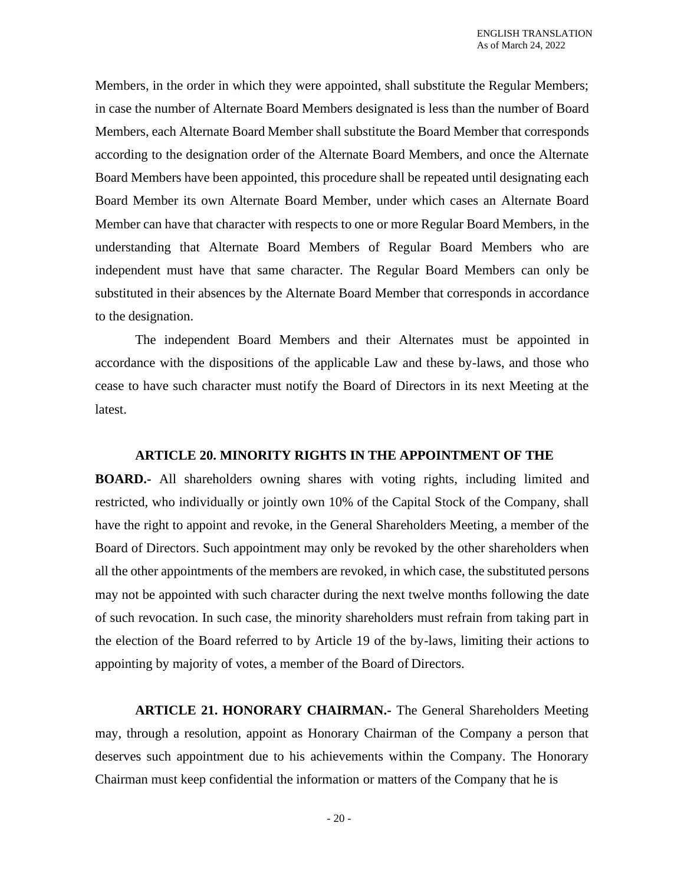Members, in the order in which they were appointed, shall substitute the Regular Members; in case the number of Alternate Board Members designated is less than the number of Board Members, each Alternate Board Member shall substitute the Board Member that corresponds according to the designation order of the Alternate Board Members, and once the Alternate Board Members have been appointed, this procedure shall be repeated until designating each Board Member its own Alternate Board Member, under which cases an Alternate Board Member can have that character with respects to one or more Regular Board Members, in the understanding that Alternate Board Members of Regular Board Members who are independent must have that same character. The Regular Board Members can only be substituted in their absences by the Alternate Board Member that corresponds in accordance to the designation.

The independent Board Members and their Alternates must be appointed in accordance with the dispositions of the applicable Law and these by-laws, and those who cease to have such character must notify the Board of Directors in its next Meeting at the latest.

**ARTICLE 20. MINORITY RIGHTS IN THE APPOINTMENT OF THE BOARD.-** All shareholders owning shares with voting rights, including limited and restricted, who individually or jointly own 10% of the Capital Stock of the Company, shall have the right to appoint and revoke, in the General Shareholders Meeting, a member of the Board of Directors. Such appointment may only be revoked by the other shareholders when all the other appointments of the members are revoked, in which case, the substituted persons may not be appointed with such character during the next twelve months following the date of such revocation. In such case, the minority shareholders must refrain from taking part in the election of the Board referred to by Article 19 of the by-laws, limiting their actions to appointing by majority of votes, a member of the Board of Directors.

**ARTICLE 21. HONORARY CHAIRMAN.-** The General Shareholders Meeting may, through a resolution, appoint as Honorary Chairman of the Company a person that deserves such appointment due to his achievements within the Company. The Honorary Chairman must keep confidential the information or matters of the Company that he is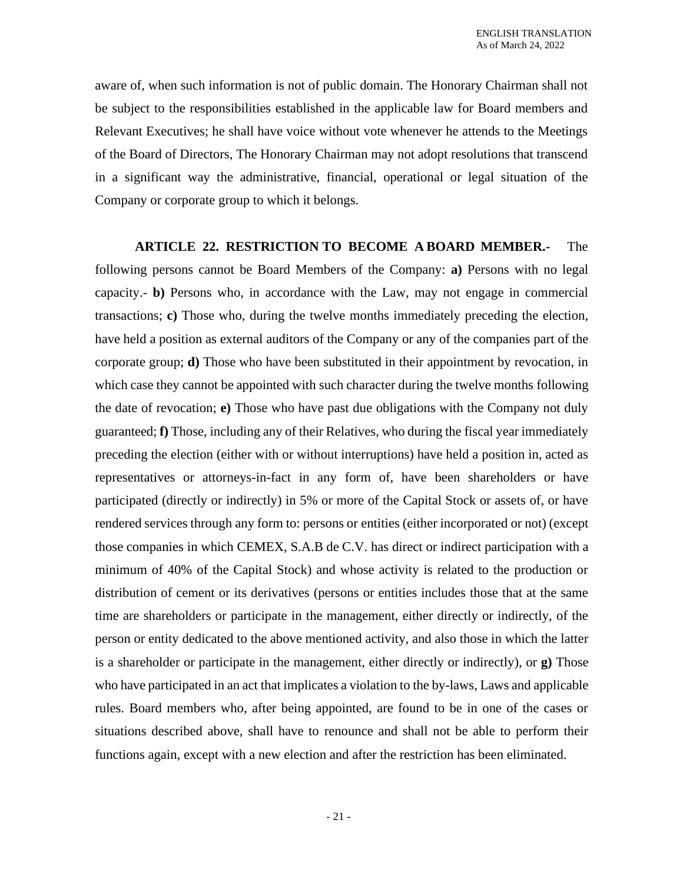aware of, when such information is not of public domain. The Honorary Chairman shall not be subject to the responsibilities established in the applicable law for Board members and Relevant Executives; he shall have voice without vote whenever he attends to the Meetings of the Board of Directors, The Honorary Chairman may not adopt resolutions that transcend in a significant way the administrative, financial, operational or legal situation of the Company or corporate group to which it belongs.

**ARTICLE 22. RESTRICTION TO BECOME A BOARD MEMBER.-** The following persons cannot be Board Members of the Company: **a)** Persons with no legal capacity.- **b)** Persons who, in accordance with the Law, may not engage in commercial transactions; **c)** Those who, during the twelve months immediately preceding the election, have held a position as external auditors of the Company or any of the companies part of the corporate group; **d)** Those who have been substituted in their appointment by revocation, in which case they cannot be appointed with such character during the twelve months following the date of revocation; **e)** Those who have past due obligations with the Company not duly guaranteed; **f)** Those, including any of their Relatives, who during the fiscal year immediately preceding the election (either with or without interruptions) have held a position in, acted as representatives or attorneys-in-fact in any form of, have been shareholders or have participated (directly or indirectly) in 5% or more of the Capital Stock or assets of, or have rendered services through any form to: persons or entities (either incorporated or not) (except those companies in which CEMEX, S.A.B de C.V. has direct or indirect participation with a minimum of 40% of the Capital Stock) and whose activity is related to the production or distribution of cement or its derivatives (persons or entities includes those that at the same time are shareholders or participate in the management, either directly or indirectly, of the person or entity dedicated to the above mentioned activity, and also those in which the latter is a shareholder or participate in the management, either directly or indirectly), or **g)** Those who have participated in an act that implicates a violation to the by-laws, Laws and applicable rules. Board members who, after being appointed, are found to be in one of the cases or situations described above, shall have to renounce and shall not be able to perform their functions again, except with a new election and after the restriction has been eliminated.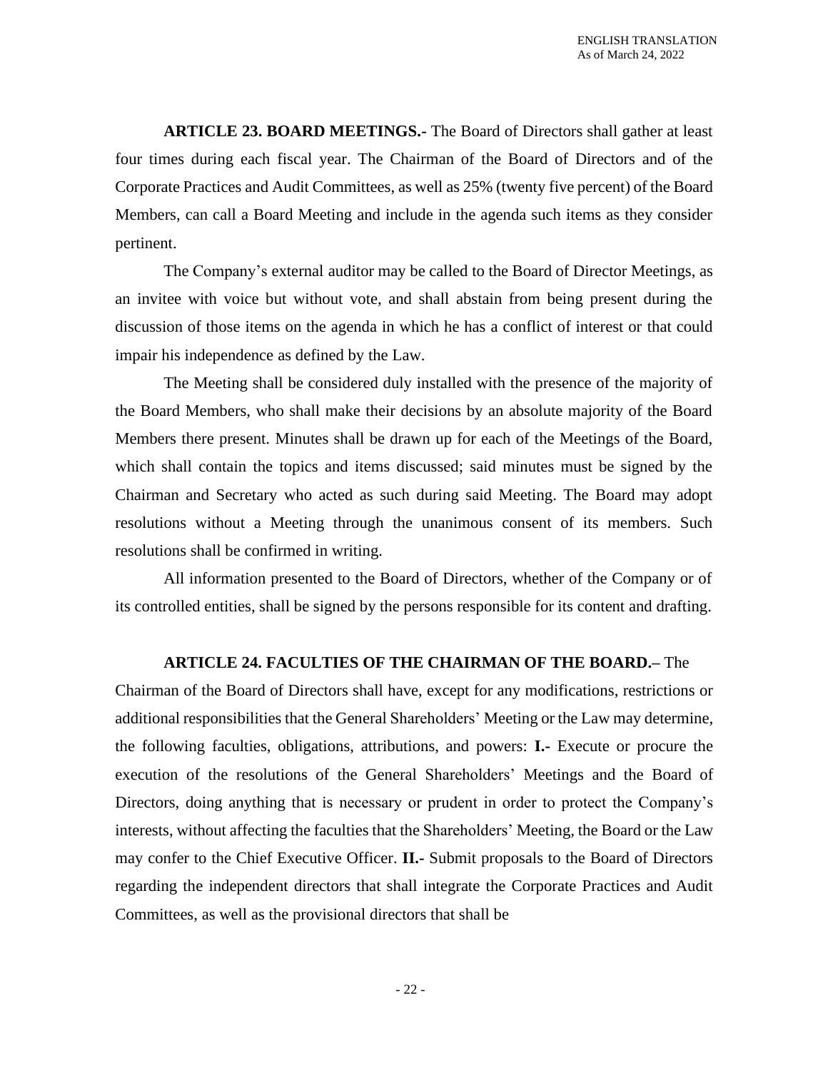**ARTICLE 23. BOARD MEETINGS.-** The Board of Directors shall gather at least four times during each fiscal year. The Chairman of the Board of Directors and of the Corporate Practices and Audit Committees, as well as 25% (twenty five percent) of the Board Members, can call a Board Meeting and include in the agenda such items as they consider pertinent.

The Company's external auditor may be called to the Board of Director Meetings, as an invitee with voice but without vote, and shall abstain from being present during the discussion of those items on the agenda in which he has a conflict of interest or that could impair his independence as defined by the Law.

The Meeting shall be considered duly installed with the presence of the majority of the Board Members, who shall make their decisions by an absolute majority of the Board Members there present. Minutes shall be drawn up for each of the Meetings of the Board, which shall contain the topics and items discussed; said minutes must be signed by the Chairman and Secretary who acted as such during said Meeting. The Board may adopt resolutions without a Meeting through the unanimous consent of its members. Such resolutions shall be confirmed in writing.

All information presented to the Board of Directors, whether of the Company or of its controlled entities, shall be signed by the persons responsible for its content and drafting.

**ARTICLE 24. FACULTIES OF THE CHAIRMAN OF THE BOARD.–** The Chairman of the Board of Directors shall have, except for any modifications, restrictions or additional responsibilities that the General Shareholders' Meeting or the Law may determine, the following faculties, obligations, attributions, and powers: **I.-** Execute or procure the execution of the resolutions of the General Shareholders' Meetings and the Board of Directors, doing anything that is necessary or prudent in order to protect the Company's interests, without affecting the faculties that the Shareholders' Meeting, the Board or the Law may confer to the Chief Executive Officer. **II.-** Submit proposals to the Board of Directors regarding the independent directors that shall integrate the Corporate Practices and Audit Committees, as well as the provisional directors that shall be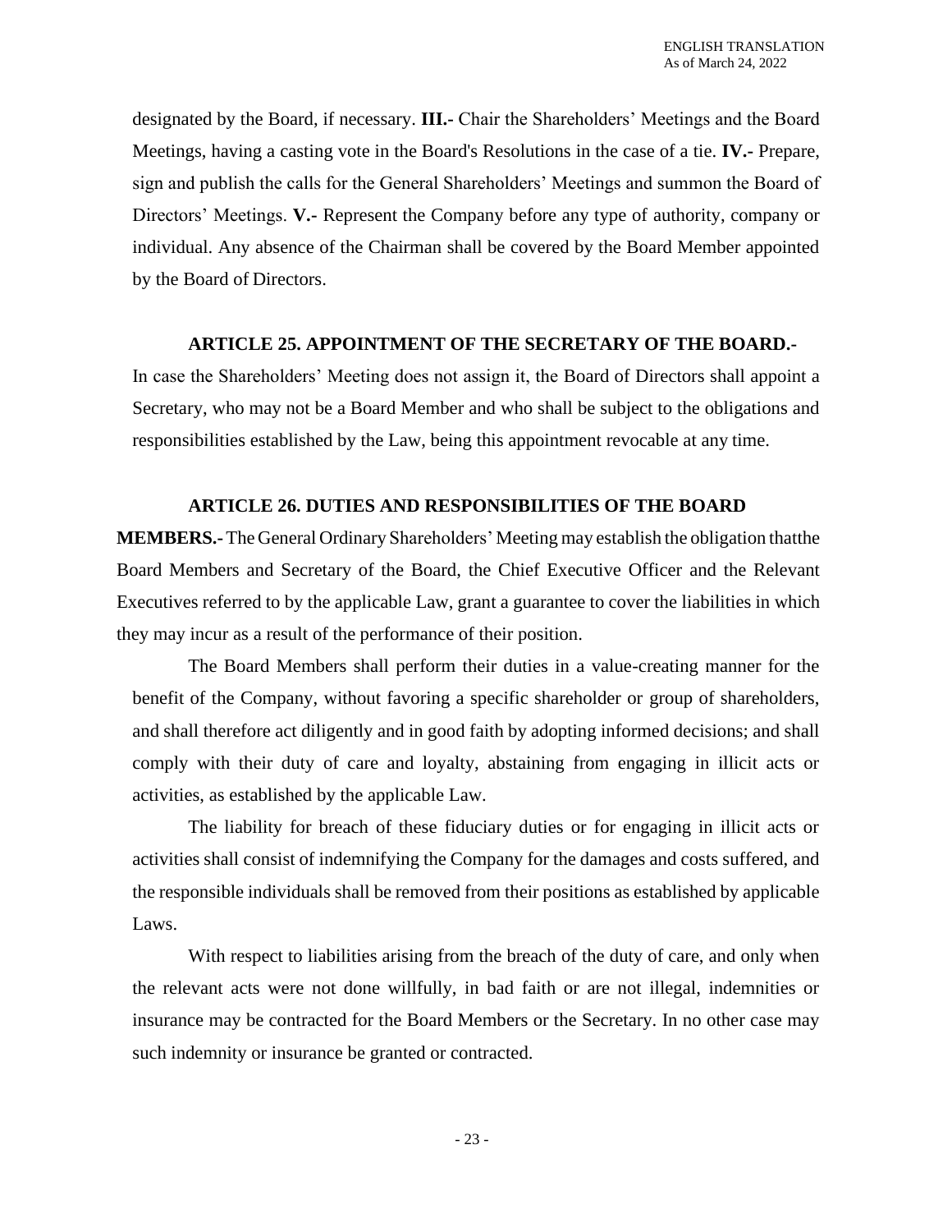designated by the Board, if necessary. **III.-** Chair the Shareholders' Meetings and the Board Meetings, having a casting vote in the Board's Resolutions in the case of a tie. **IV.-** Prepare, sign and publish the calls for the General Shareholders' Meetings and summon the Board of Directors' Meetings. **V.-** Represent the Company before any type of authority, company or individual. Any absence of the Chairman shall be covered by the Board Member appointed by the Board of Directors.

**ARTICLE 25. APPOINTMENT OF THE SECRETARY OF THE BOARD.-** In case the Shareholders' Meeting does not assign it, the Board of Directors shall appoint a Secretary, who may not be a Board Member and who shall be subject to the obligations and responsibilities established by the Law, being this appointment revocable at any time.

**ARTICLE 26. DUTIES AND RESPONSIBILITIES OF THE BOARD MEMBERS.-** The General Ordinary Shareholders' Meeting may establish the obligation thatthe Board Members and Secretary of the Board, the Chief Executive Officer and the Relevant Executives referred to by the applicable Law, grant a guarantee to cover the liabilities in which they may incur as a result of the performance of their position.

The Board Members shall perform their duties in a value-creating manner for the benefit of the Company, without favoring a specific shareholder or group of shareholders, and shall therefore act diligently and in good faith by adopting informed decisions; and shall comply with their duty of care and loyalty, abstaining from engaging in illicit acts or activities, as established by the applicable Law.

The liability for breach of these fiduciary duties or for engaging in illicit acts or activities shall consist of indemnifying the Company for the damages and costs suffered, and the responsible individuals shall be removed from their positions as established by applicable Laws.

With respect to liabilities arising from the breach of the duty of care, and only when the relevant acts were not done willfully, in bad faith or are not illegal, indemnities or insurance may be contracted for the Board Members or the Secretary. In no other case may such indemnity or insurance be granted or contracted.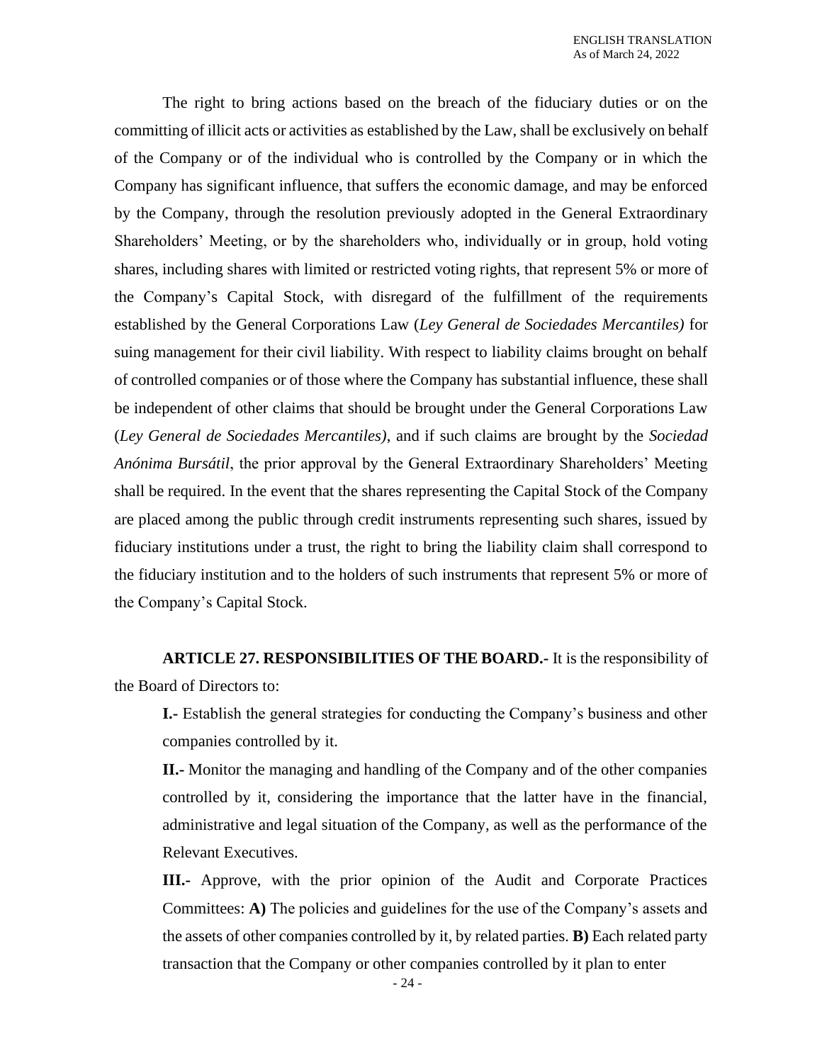The right to bring actions based on the breach of the fiduciary duties or on the committing of illicit acts or activities as established by the Law, shall be exclusively on behalf of the Company or of the individual who is controlled by the Company or in which the Company has significant influence, that suffers the economic damage, and may be enforced by the Company, through the resolution previously adopted in the General Extraordinary Shareholders' Meeting, or by the shareholders who, individually or in group, hold voting shares, including shares with limited or restricted voting rights, that represent 5% or more of the Company's Capital Stock, with disregard of the fulfillment of the requirements established by the General Corporations Law (*Ley General de Sociedades Mercantiles)* for suing management for their civil liability. With respect to liability claims brought on behalf of controlled companies or of those where the Company has substantial influence, these shall be independent of other claims that should be brought under the General Corporations Law (*Ley General de Sociedades Mercantiles)*, and if such claims are brought by the *Sociedad Anónima Bursátil*, the prior approval by the General Extraordinary Shareholders' Meeting shall be required. In the event that the shares representing the Capital Stock of the Company are placed among the public through credit instruments representing such shares, issued by fiduciary institutions under a trust, the right to bring the liability claim shall correspond to the fiduciary institution and to the holders of such instruments that represent 5% or more of the Company's Capital Stock.

**ARTICLE 27. RESPONSIBILITIES OF THE BOARD.-** It is the responsibility of the Board of Directors to:

**I.-** Establish the general strategies for conducting the Company's business and other companies controlled by it.

**II.-** Monitor the managing and handling of the Company and of the other companies controlled by it, considering the importance that the latter have in the financial, administrative and legal situation of the Company, as well as the performance of the Relevant Executives.

**III.-** Approve, with the prior opinion of the Audit and Corporate Practices Committees: **A)** The policies and guidelines for the use of the Company's assets and the assets of other companies controlled by it, by related parties. **B)** Each related party transaction that the Company or other companies controlled by it plan to enter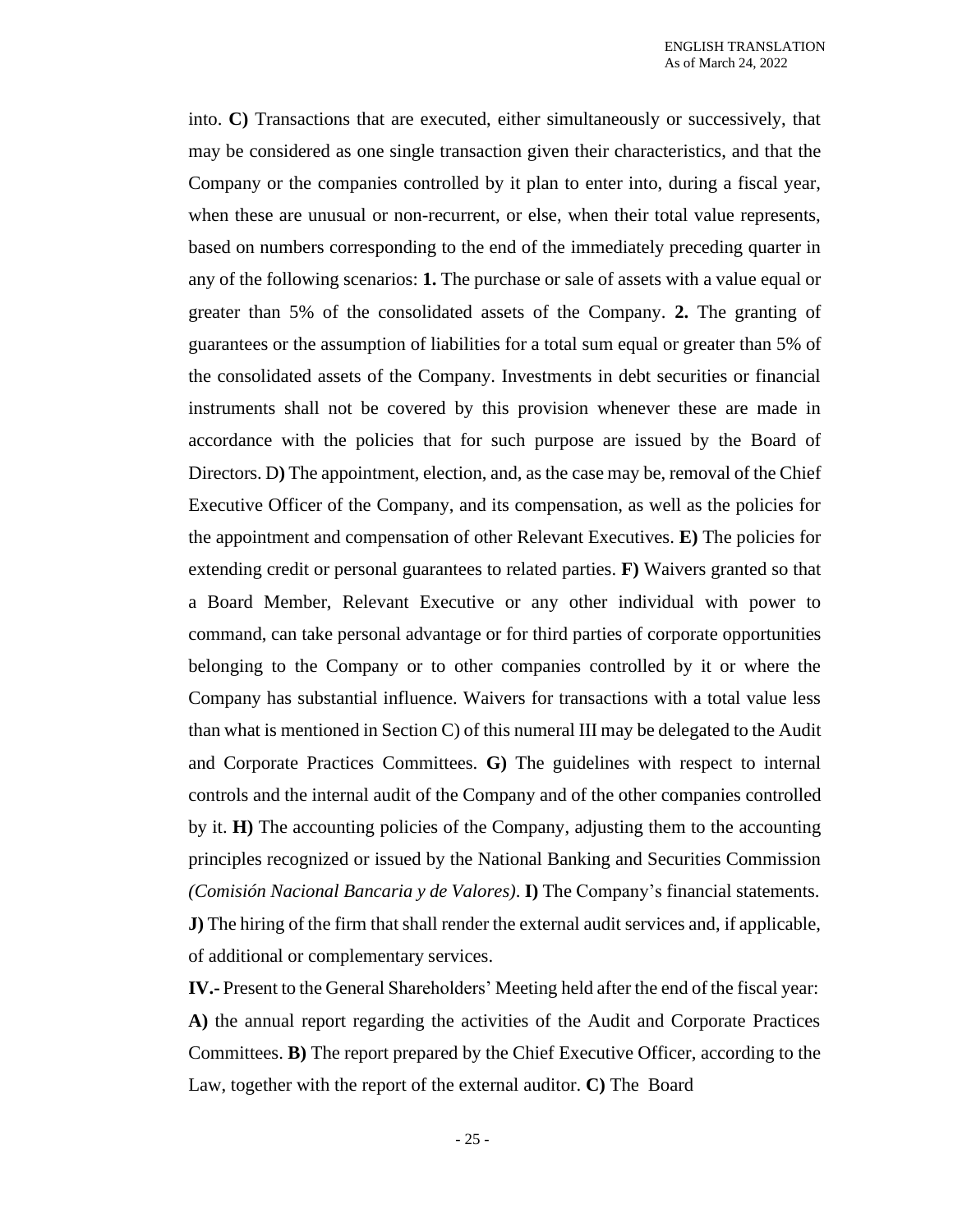into. **C)** Transactions that are executed, either simultaneously or successively, that may be considered as one single transaction given their characteristics, and that the Company or the companies controlled by it plan to enter into, during a fiscal year, when these are unusual or non-recurrent, or else, when their total value represents, based on numbers corresponding to the end of the immediately preceding quarter in any of the following scenarios: **1.** The purchase or sale of assets with a value equal or greater than 5% of the consolidated assets of the Company. **2.** The granting of guarantees or the assumption of liabilities for a total sum equal or greater than 5% of the consolidated assets of the Company. Investments in debt securities or financial instruments shall not be covered by this provision whenever these are made in accordance with the policies that for such purpose are issued by the Board of Directors. D**)** The appointment, election, and, as the case may be, removal of the Chief Executive Officer of the Company, and its compensation, as well as the policies for the appointment and compensation of other Relevant Executives. **E)** The policies for extending credit or personal guarantees to related parties. **F)** Waivers granted so that a Board Member, Relevant Executive or any other individual with power to command, can take personal advantage or for third parties of corporate opportunities belonging to the Company or to other companies controlled by it or where the Company has substantial influence. Waivers for transactions with a total value less than what is mentioned in Section C) of this numeral III may be delegated to the Audit and Corporate Practices Committees. **G)** The guidelines with respect to internal controls and the internal audit of the Company and of the other companies controlled by it. **H)** The accounting policies of the Company, adjusting them to the accounting principles recognized or issued by the National Banking and Securities Commission *(Comisión Nacional Bancaria y de Valores)*. **I)** The Company's financial statements. **J)** The hiring of the firm that shall render the external audit services and, if applicable, of additional or complementary services.

**IV.-** Present to the General Shareholders' Meeting held after the end of the fiscal year: **A)** the annual report regarding the activities of the Audit and Corporate Practices Committees. **B)** The report prepared by the Chief Executive Officer, according to the Law, together with the report of the external auditor. **C)** The Board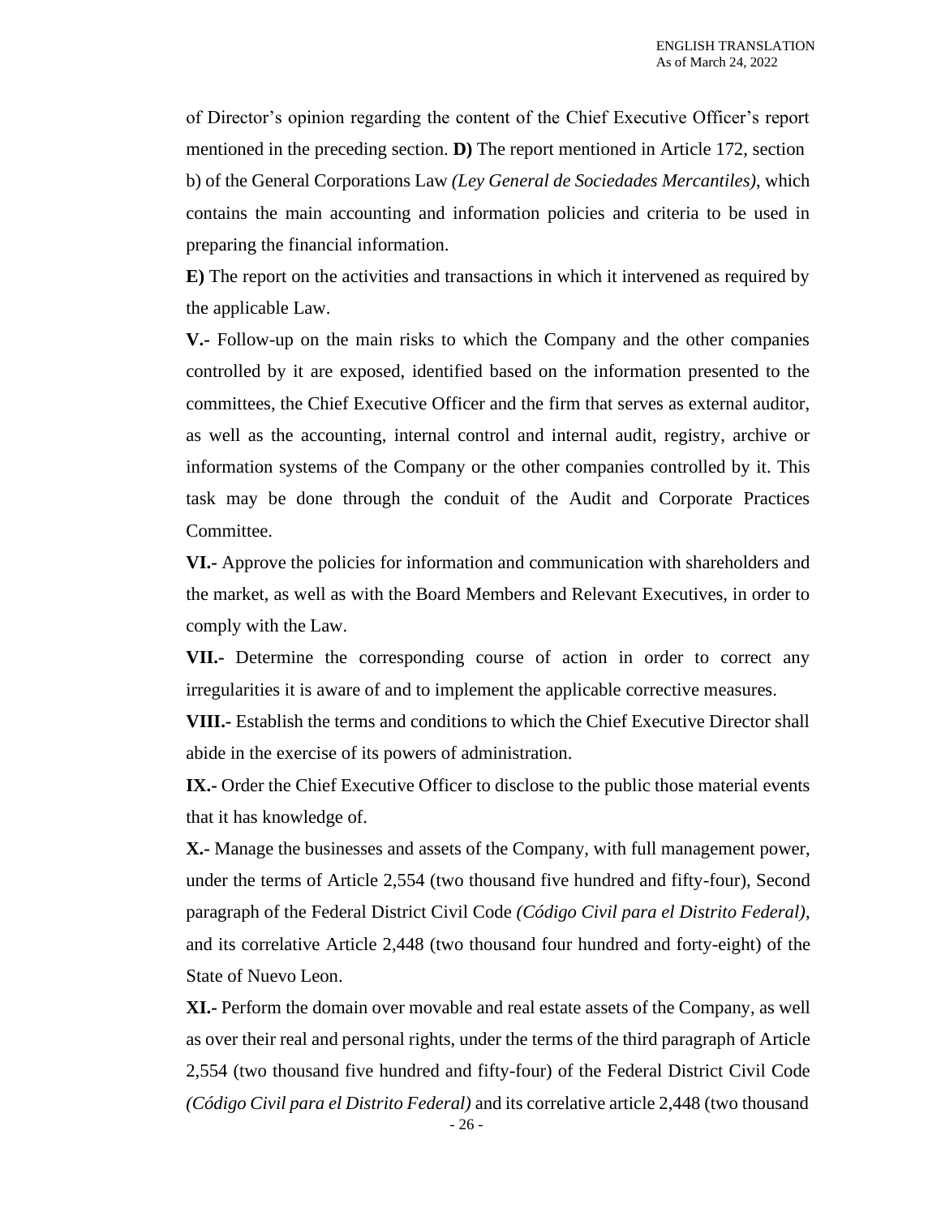of Director's opinion regarding the content of the Chief Executive Officer's report mentioned in the preceding section. **D)** The report mentioned in Article 172, section b) of the General Corporations Law *(Ley General de Sociedades Mercantiles)*, which contains the main accounting and information policies and criteria to be used in preparing the financial information.

**E)** The report on the activities and transactions in which it intervened as required by the applicable Law.

**V.-** Follow-up on the main risks to which the Company and the other companies controlled by it are exposed, identified based on the information presented to the committees, the Chief Executive Officer and the firm that serves as external auditor, as well as the accounting, internal control and internal audit, registry, archive or information systems of the Company or the other companies controlled by it. This task may be done through the conduit of the Audit and Corporate Practices Committee.

**VI.-** Approve the policies for information and communication with shareholders and the market, as well as with the Board Members and Relevant Executives, in order to comply with the Law.

**VII.-** Determine the corresponding course of action in order to correct any irregularities it is aware of and to implement the applicable corrective measures.

**VIII.-** Establish the terms and conditions to which the Chief Executive Director shall abide in the exercise of its powers of administration.

**IX.-** Order the Chief Executive Officer to disclose to the public those material events that it has knowledge of.

**X.-** Manage the businesses and assets of the Company, with full management power, under the terms of Article 2,554 (two thousand five hundred and fifty-four), Second paragraph of the Federal District Civil Code *(Código Civil para el Distrito Federal)*, and its correlative Article 2,448 (two thousand four hundred and forty-eight) of the State of Nuevo Leon.

**XI.-** Perform the domain over movable and real estate assets of the Company, as well as over their real and personal rights, under the terms of the third paragraph of Article 2,554 (two thousand five hundred and fifty-four) of the Federal District Civil Code *(Código Civil para el Distrito Federal)* and its correlative article 2,448 (two thousand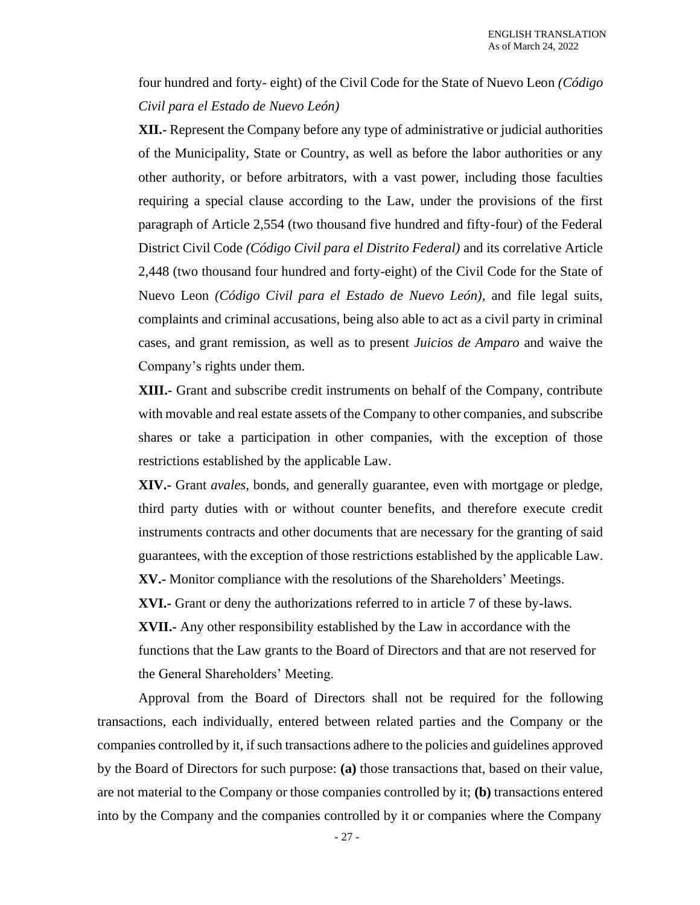four hundred and forty- eight) of the Civil Code for the State of Nuevo Leon *(Código Civil para el Estado de Nuevo León)*

**XII.-** Represent the Company before any type of administrative or judicial authorities of the Municipality, State or Country, as well as before the labor authorities or any other authority, or before arbitrators, with a vast power, including those faculties requiring a special clause according to the Law, under the provisions of the first paragraph of Article 2,554 (two thousand five hundred and fifty-four) of the Federal District Civil Code *(Código Civil para el Distrito Federal)* and its correlative Article 2,448 (two thousand four hundred and forty-eight) of the Civil Code for the State of Nuevo Leon *(Código Civil para el Estado de Nuevo León)*, and file legal suits, complaints and criminal accusations, being also able to act as a civil party in criminal cases, and grant remission, as well as to present *Juicios de Amparo* and waive the Company's rights under them.

**XIII.-** Grant and subscribe credit instruments on behalf of the Company, contribute with movable and real estate assets of the Company to other companies, and subscribe shares or take a participation in other companies, with the exception of those restrictions established by the applicable Law.

**XIV.-** Grant *avales*, bonds, and generally guarantee, even with mortgage or pledge, third party duties with or without counter benefits, and therefore execute credit instruments contracts and other documents that are necessary for the granting of said guarantees, with the exception of those restrictions established by the applicable Law.

**XV.-** Monitor compliance with the resolutions of the Shareholders' Meetings.

**XVI.-** Grant or deny the authorizations referred to in article 7 of these by-laws.

**XVII.-** Any other responsibility established by the Law in accordance with the functions that the Law grants to the Board of Directors and that are not reserved for the General Shareholders' Meeting.

Approval from the Board of Directors shall not be required for the following transactions, each individually, entered between related parties and the Company or the companies controlled by it, if such transactions adhere to the policies and guidelines approved by the Board of Directors for such purpose: **(a)** those transactions that, based on their value, are not material to the Company or those companies controlled by it; **(b)** transactions entered into by the Company and the companies controlled by it or companies where the Company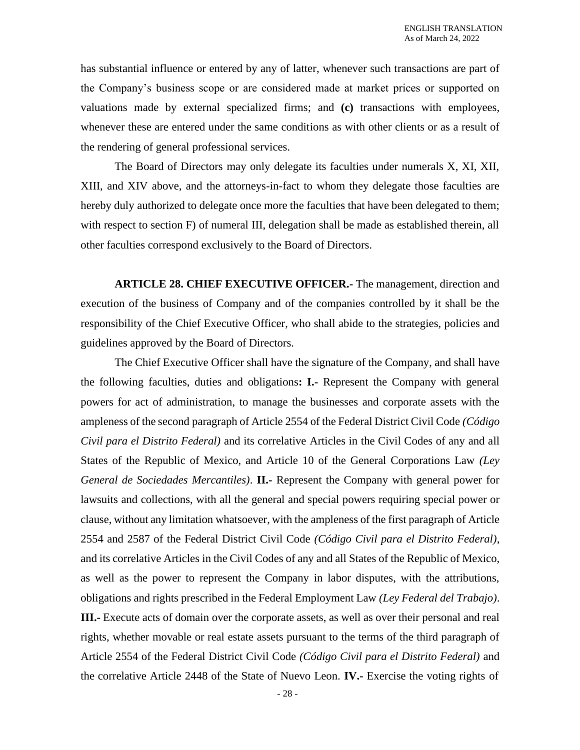has substantial influence or entered by any of latter, whenever such transactions are part of the Company's business scope or are considered made at market prices or supported on valuations made by external specialized firms; and **(c)** transactions with employees, whenever these are entered under the same conditions as with other clients or as a result of the rendering of general professional services.

The Board of Directors may only delegate its faculties under numerals X, XI, XII, XIII, and XIV above, and the attorneys-in-fact to whom they delegate those faculties are hereby duly authorized to delegate once more the faculties that have been delegated to them; with respect to section F) of numeral III, delegation shall be made as established therein, all other faculties correspond exclusively to the Board of Directors.

**ARTICLE 28. CHIEF EXECUTIVE OFFICER.-** The management, direction and execution of the business of Company and of the companies controlled by it shall be the responsibility of the Chief Executive Officer, who shall abide to the strategies, policies and guidelines approved by the Board of Directors.

The Chief Executive Officer shall have the signature of the Company, and shall have the following faculties, duties and obligations**: I.-** Represent the Company with general powers for act of administration, to manage the businesses and corporate assets with the ampleness of the second paragraph of Article 2554 of the Federal District Civil Code *(Código Civil para el Distrito Federal)* and its correlative Articles in the Civil Codes of any and all States of the Republic of Mexico, and Article 10 of the General Corporations Law *(Ley General de Sociedades Mercantiles)*. **II.-** Represent the Company with general power for lawsuits and collections, with all the general and special powers requiring special power or clause, without any limitation whatsoever, with the ampleness of the first paragraph of Article 2554 and 2587 of the Federal District Civil Code *(Código Civil para el Distrito Federal)*, and its correlative Articles in the Civil Codes of any and all States of the Republic of Mexico, as well as the power to represent the Company in labor disputes, with the attributions, obligations and rights prescribed in the Federal Employment Law *(Ley Federal del Trabajo)*. **III.-** Execute acts of domain over the corporate assets, as well as over their personal and real rights, whether movable or real estate assets pursuant to the terms of the third paragraph of Article 2554 of the Federal District Civil Code *(Código Civil para el Distrito Federal)* and the correlative Article 2448 of the State of Nuevo Leon. **IV.-** Exercise the voting rights of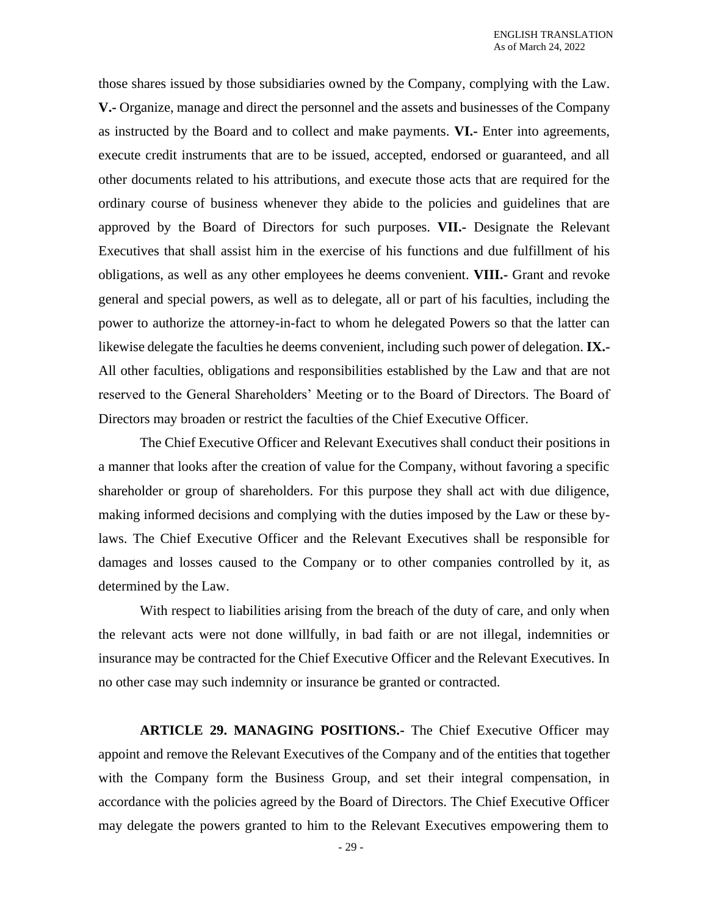those shares issued by those subsidiaries owned by the Company, complying with the Law. **V.-** Organize, manage and direct the personnel and the assets and businesses of the Company as instructed by the Board and to collect and make payments. **VI.-** Enter into agreements, execute credit instruments that are to be issued, accepted, endorsed or guaranteed, and all other documents related to his attributions, and execute those acts that are required for the ordinary course of business whenever they abide to the policies and guidelines that are approved by the Board of Directors for such purposes. **VII.-** Designate the Relevant Executives that shall assist him in the exercise of his functions and due fulfillment of his obligations, as well as any other employees he deems convenient. **VIII.-** Grant and revoke general and special powers, as well as to delegate, all or part of his faculties, including the power to authorize the attorney-in-fact to whom he delegated Powers so that the latter can likewise delegate the faculties he deems convenient, including such power of delegation. **IX.-** All other faculties, obligations and responsibilities established by the Law and that are not reserved to the General Shareholders' Meeting or to the Board of Directors. The Board of Directors may broaden or restrict the faculties of the Chief Executive Officer.

The Chief Executive Officer and Relevant Executives shall conduct their positions in a manner that looks after the creation of value for the Company, without favoring a specific shareholder or group of shareholders. For this purpose they shall act with due diligence, making informed decisions and complying with the duties imposed by the Law or these by-laws. The Chief Executive Officer and the Relevant Executives shall be responsible for damages and losses caused to the Company or to other companies controlled by it, as determined by the Law.

With respect to liabilities arising from the breach of the duty of care, and only when the relevant acts were not done willfully, in bad faith or are not illegal, indemnities or insurance may be contracted for the Chief Executive Officer and the Relevant Executives. In no other case may such indemnity or insurance be granted or contracted.

**ARTICLE 29. MANAGING POSITIONS.-** The Chief Executive Officer may appoint and remove the Relevant Executives of the Company and of the entities that together with the Company form the Business Group, and set their integral compensation, in accordance with the policies agreed by the Board of Directors. The Chief Executive Officer may delegate the powers granted to him to the Relevant Executives empowering them to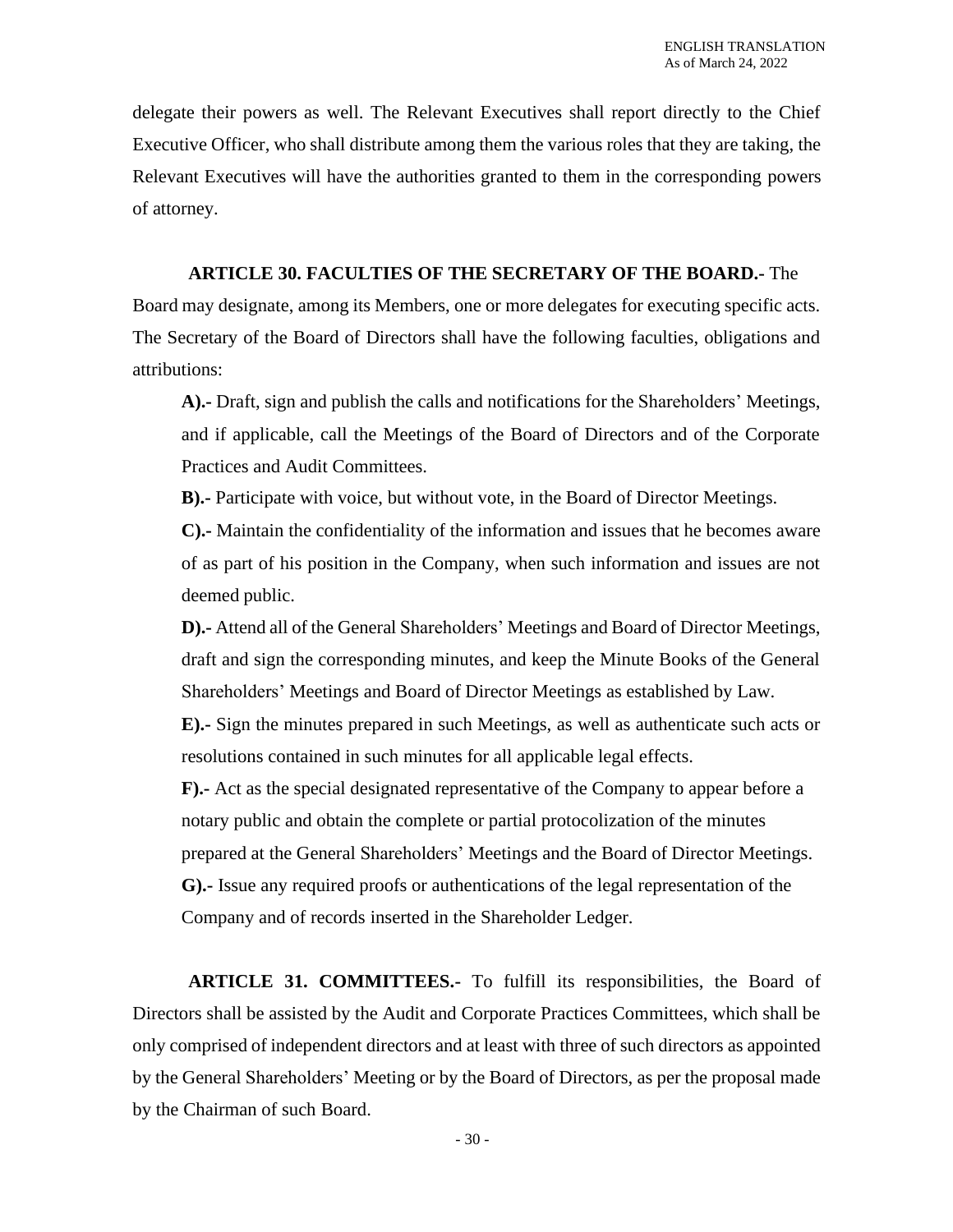delegate their powers as well. The Relevant Executives shall report directly to the Chief Executive Officer, who shall distribute among them the various roles that they are taking, the Relevant Executives will have the authorities granted to them in the corresponding powers of attorney.

**ARTICLE 30. FACULTIES OF THE SECRETARY OF THE BOARD.-** The Board may designate, among its Members, one or more delegates for executing specific acts. The Secretary of the Board of Directors shall have the following faculties, obligations and attributions:

**A).-** Draft, sign and publish the calls and notifications for the Shareholders' Meetings, and if applicable, call the Meetings of the Board of Directors and of the Corporate Practices and Audit Committees.

**B).-** Participate with voice, but without vote, in the Board of Director Meetings.

**C).-** Maintain the confidentiality of the information and issues that he becomes aware of as part of his position in the Company, when such information and issues are not deemed public.

**D).-** Attend all of the General Shareholders' Meetings and Board of Director Meetings, draft and sign the corresponding minutes, and keep the Minute Books of the General Shareholders' Meetings and Board of Director Meetings as established by Law.

**E).-** Sign the minutes prepared in such Meetings, as well as authenticate such acts or resolutions contained in such minutes for all applicable legal effects.

**F).-** Act as the special designated representative of the Company to appear before a notary public and obtain the complete or partial protocolization of the minutes prepared at the General Shareholders' Meetings and the Board of Director Meetings.

**G).-** Issue any required proofs or authentications of the legal representation of the Company and of records inserted in the Shareholder Ledger.

**ARTICLE 31. COMMITTEES.-** To fulfill its responsibilities, the Board of Directors shall be assisted by the Audit and Corporate Practices Committees, which shall be only comprised of independent directors and at least with three of such directors as appointed by the General Shareholders' Meeting or by the Board of Directors, as per the proposal made by the Chairman of such Board.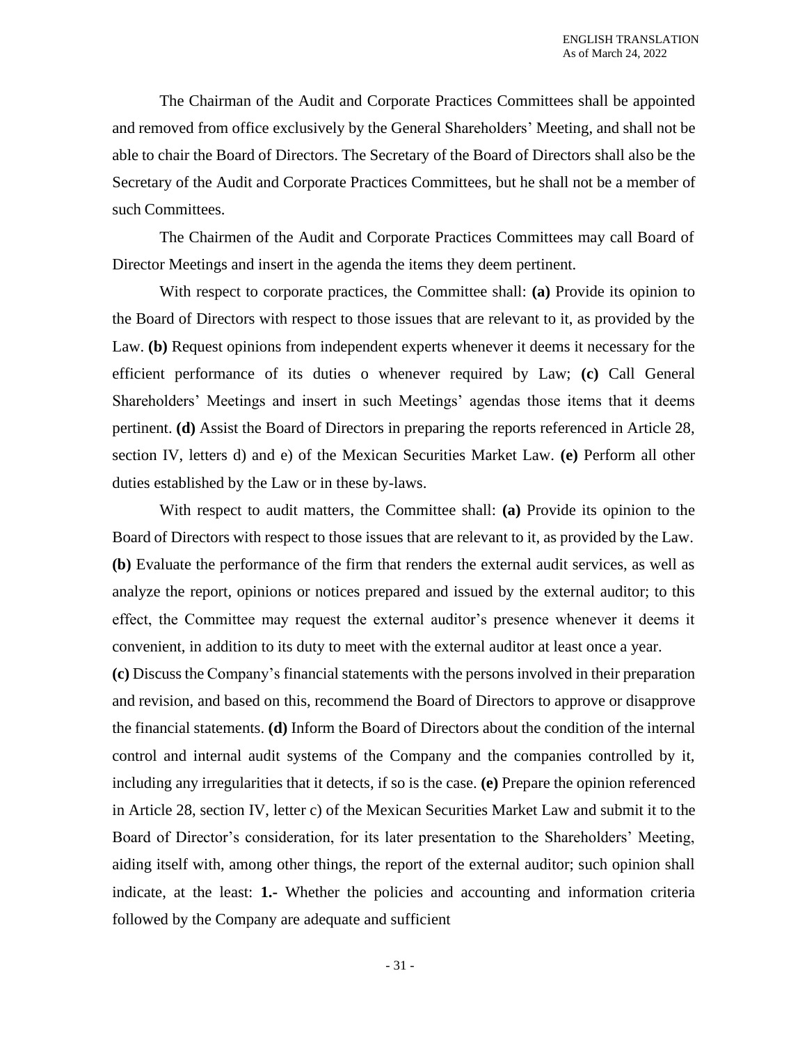The Chairman of the Audit and Corporate Practices Committees shall be appointed and removed from office exclusively by the General Shareholders' Meeting, and shall not be able to chair the Board of Directors. The Secretary of the Board of Directors shall also be the Secretary of the Audit and Corporate Practices Committees, but he shall not be a member of such Committees.

The Chairmen of the Audit and Corporate Practices Committees may call Board of Director Meetings and insert in the agenda the items they deem pertinent.

With respect to corporate practices, the Committee shall: **(a)** Provide its opinion to the Board of Directors with respect to those issues that are relevant to it, as provided by the Law. **(b)** Request opinions from independent experts whenever it deems it necessary for the efficient performance of its duties o whenever required by Law; **(c)** Call General Shareholders' Meetings and insert in such Meetings' agendas those items that it deems pertinent. **(d)** Assist the Board of Directors in preparing the reports referenced in Article 28, section IV, letters d) and e) of the Mexican Securities Market Law. **(e)** Perform all other duties established by the Law or in these by-laws.

With respect to audit matters, the Committee shall: **(a)** Provide its opinion to the Board of Directors with respect to those issues that are relevant to it, as provided by the Law. **(b)** Evaluate the performance of the firm that renders the external audit services, as well as analyze the report, opinions or notices prepared and issued by the external auditor; to this effect, the Committee may request the external auditor's presence whenever it deems it convenient, in addition to its duty to meet with the external auditor at least once a year.
**(c)** Discuss the Company's financial statements with the persons involved in their preparation and revision, and based on this, recommend the Board of Directors to approve or disapprove the financial statements. **(d)** Inform the Board of Directors about the condition of the internal control and internal audit systems of the Company and the companies controlled by it, including any irregularities that it detects, if so is the case. **(e)** Prepare the opinion referenced in Article 28, section IV, letter c) of the Mexican Securities Market Law and submit it to the Board of Director's consideration, for its later presentation to the Shareholders' Meeting, aiding itself with, among other things, the report of the external auditor; such opinion shall indicate, at the least: **1.-** Whether the policies and accounting and information criteria followed by the Company are adequate and sufficient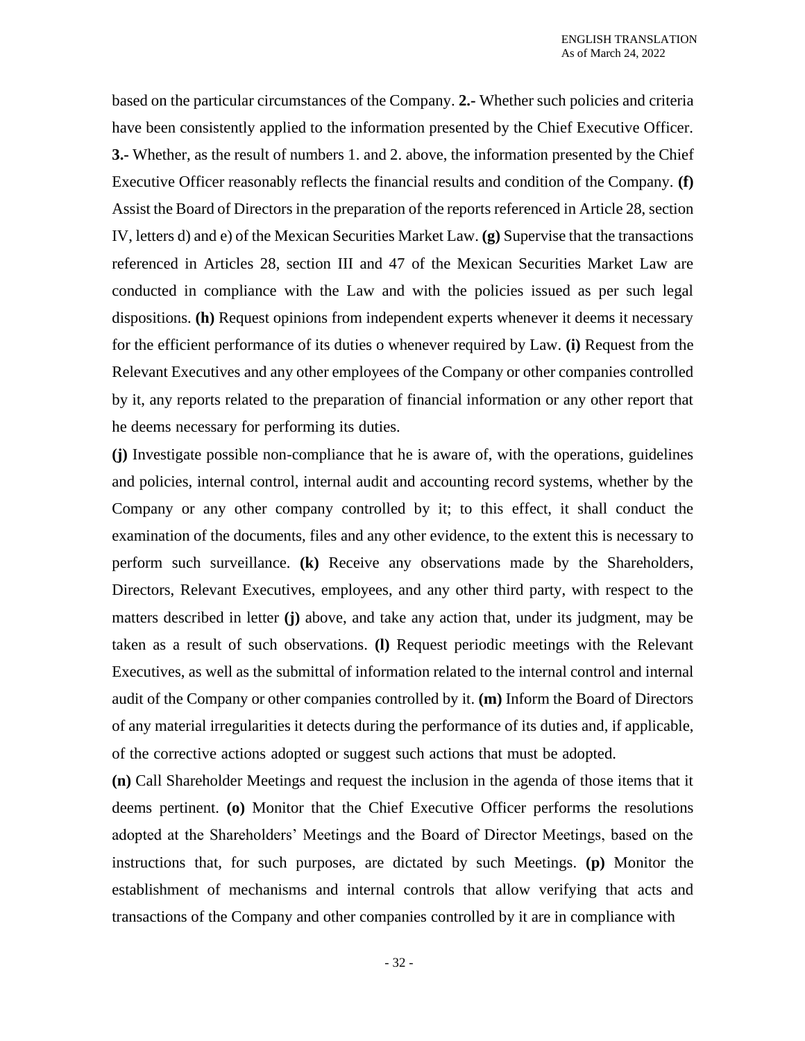based on the particular circumstances of the Company. **2.-** Whether such policies and criteria have been consistently applied to the information presented by the Chief Executive Officer. **3.-** Whether, as the result of numbers 1. and 2. above, the information presented by the Chief Executive Officer reasonably reflects the financial results and condition of the Company. **(f)** Assist the Board of Directors in the preparation of the reports referenced in Article 28, section IV, letters d) and e) of the Mexican Securities Market Law. **(g)** Supervise that the transactions referenced in Articles 28, section III and 47 of the Mexican Securities Market Law are conducted in compliance with the Law and with the policies issued as per such legal dispositions. **(h)** Request opinions from independent experts whenever it deems it necessary for the efficient performance of its duties o whenever required by Law. **(i)** Request from the Relevant Executives and any other employees of the Company or other companies controlled by it, any reports related to the preparation of financial information or any other report that he deems necessary for performing its duties.

**(j)** Investigate possible non-compliance that he is aware of, with the operations, guidelines and policies, internal control, internal audit and accounting record systems, whether by the Company or any other company controlled by it; to this effect, it shall conduct the examination of the documents, files and any other evidence, to the extent this is necessary to perform such surveillance. **(k)** Receive any observations made by the Shareholders, Directors, Relevant Executives, employees, and any other third party, with respect to the matters described in letter **(j)** above, and take any action that, under its judgment, may be taken as a result of such observations. **(l)** Request periodic meetings with the Relevant Executives, as well as the submittal of information related to the internal control and internal audit of the Company or other companies controlled by it. **(m)** Inform the Board of Directors of any material irregularities it detects during the performance of its duties and, if applicable, of the corrective actions adopted or suggest such actions that must be adopted.

**(n)** Call Shareholder Meetings and request the inclusion in the agenda of those items that it deems pertinent. **(o)** Monitor that the Chief Executive Officer performs the resolutions adopted at the Shareholders' Meetings and the Board of Director Meetings, based on the instructions that, for such purposes, are dictated by such Meetings. **(p)** Monitor the establishment of mechanisms and internal controls that allow verifying that acts and transactions of the Company and other companies controlled by it are in compliance with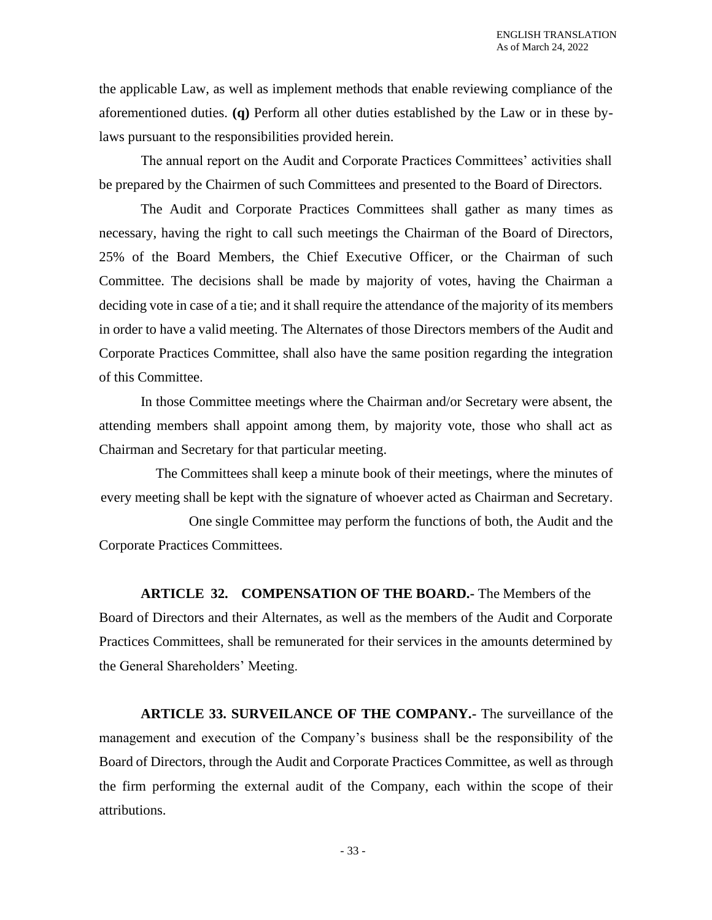the applicable Law, as well as implement methods that enable reviewing compliance of the aforementioned duties. **(q)** Perform all other duties established by the Law or in these by-laws pursuant to the responsibilities provided herein.

The annual report on the Audit and Corporate Practices Committees' activities shall be prepared by the Chairmen of such Committees and presented to the Board of Directors.

The Audit and Corporate Practices Committees shall gather as many times as necessary, having the right to call such meetings the Chairman of the Board of Directors, 25% of the Board Members, the Chief Executive Officer, or the Chairman of such Committee. The decisions shall be made by majority of votes, having the Chairman a deciding vote in case of a tie; and it shall require the attendance of the majority of its members in order to have a valid meeting. The Alternates of those Directors members of the Audit and Corporate Practices Committee, shall also have the same position regarding the integration of this Committee.

In those Committee meetings where the Chairman and/or Secretary were absent, the attending members shall appoint among them, by majority vote, those who shall act as Chairman and Secretary for that particular meeting.

The Committees shall keep a minute book of their meetings, where the minutes of every meeting shall be kept with the signature of whoever acted as Chairman and Secretary.

One single Committee may perform the functions of both, the Audit and the Corporate Practices Committees.

**ARTICLE 32. COMPENSATION OF THE BOARD.-** The Members of the Board of Directors and their Alternates, as well as the members of the Audit and Corporate Practices Committees, shall be remunerated for their services in the amounts determined by the General Shareholders' Meeting.

**ARTICLE 33. SURVEILANCE OF THE COMPANY.-** The surveillance of the management and execution of the Company's business shall be the responsibility of the Board of Directors, through the Audit and Corporate Practices Committee, as well as through the firm performing the external audit of the Company, each within the scope of their attributions.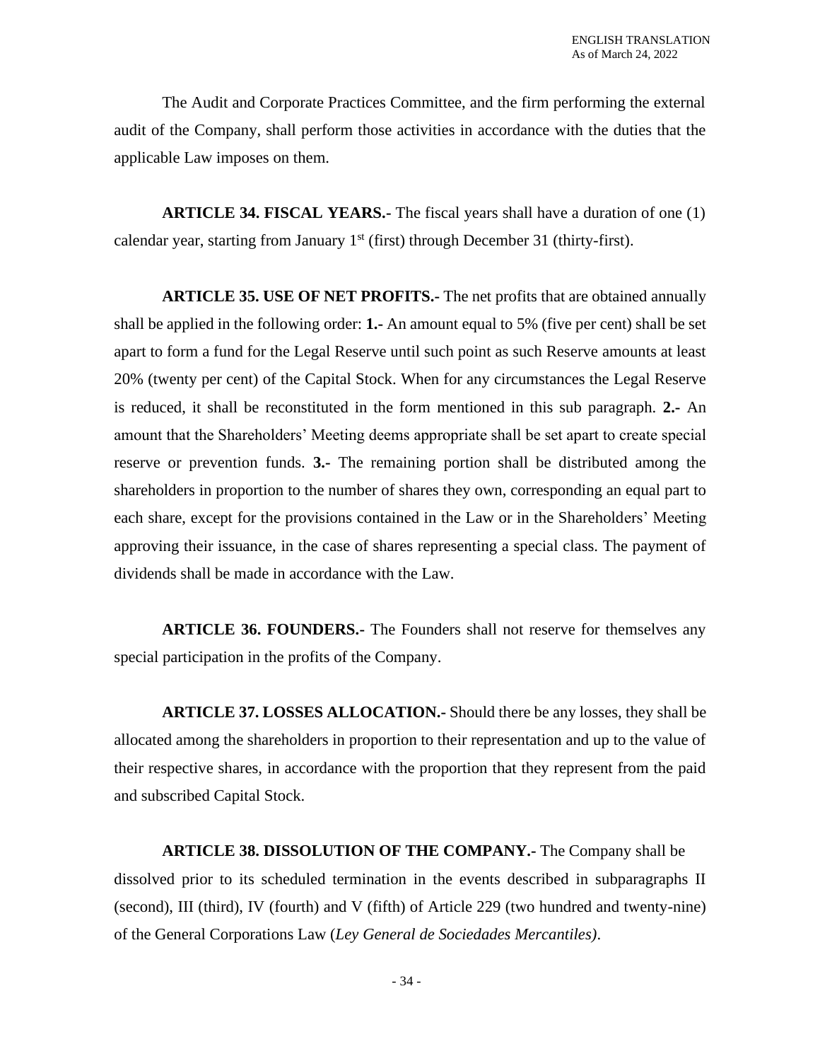The Audit and Corporate Practices Committee, and the firm performing the external audit of the Company, shall perform those activities in accordance with the duties that the applicable Law imposes on them.

**ARTICLE 34. FISCAL YEARS.-** The fiscal years shall have a duration of one (1) calendar year, starting from January 1st (first) through December 31 (thirty-first).

**ARTICLE 35. USE OF NET PROFITS.-** The net profits that are obtained annually shall be applied in the following order: **1.-** An amount equal to 5% (five per cent) shall be set apart to form a fund for the Legal Reserve until such point as such Reserve amounts at least 20% (twenty per cent) of the Capital Stock. When for any circumstances the Legal Reserve is reduced, it shall be reconstituted in the form mentioned in this sub paragraph. **2.-** An amount that the Shareholders' Meeting deems appropriate shall be set apart to create special reserve or prevention funds. **3.-** The remaining portion shall be distributed among the shareholders in proportion to the number of shares they own, corresponding an equal part to each share, except for the provisions contained in the Law or in the Shareholders' Meeting approving their issuance, in the case of shares representing a special class. The payment of dividends shall be made in accordance with the Law.

**ARTICLE 36. FOUNDERS.-** The Founders shall not reserve for themselves any special participation in the profits of the Company.

**ARTICLE 37. LOSSES ALLOCATION.-** Should there be any losses, they shall be allocated among the shareholders in proportion to their representation and up to the value of their respective shares, in accordance with the proportion that they represent from the paid and subscribed Capital Stock.

**ARTICLE 38. DISSOLUTION OF THE COMPANY.-** The Company shall be dissolved prior to its scheduled termination in the events described in subparagraphs II (second), III (third), IV (fourth) and V (fifth) of Article 229 (two hundred and twenty-nine) of the General Corporations Law (*Ley General de Sociedades Mercantiles)*.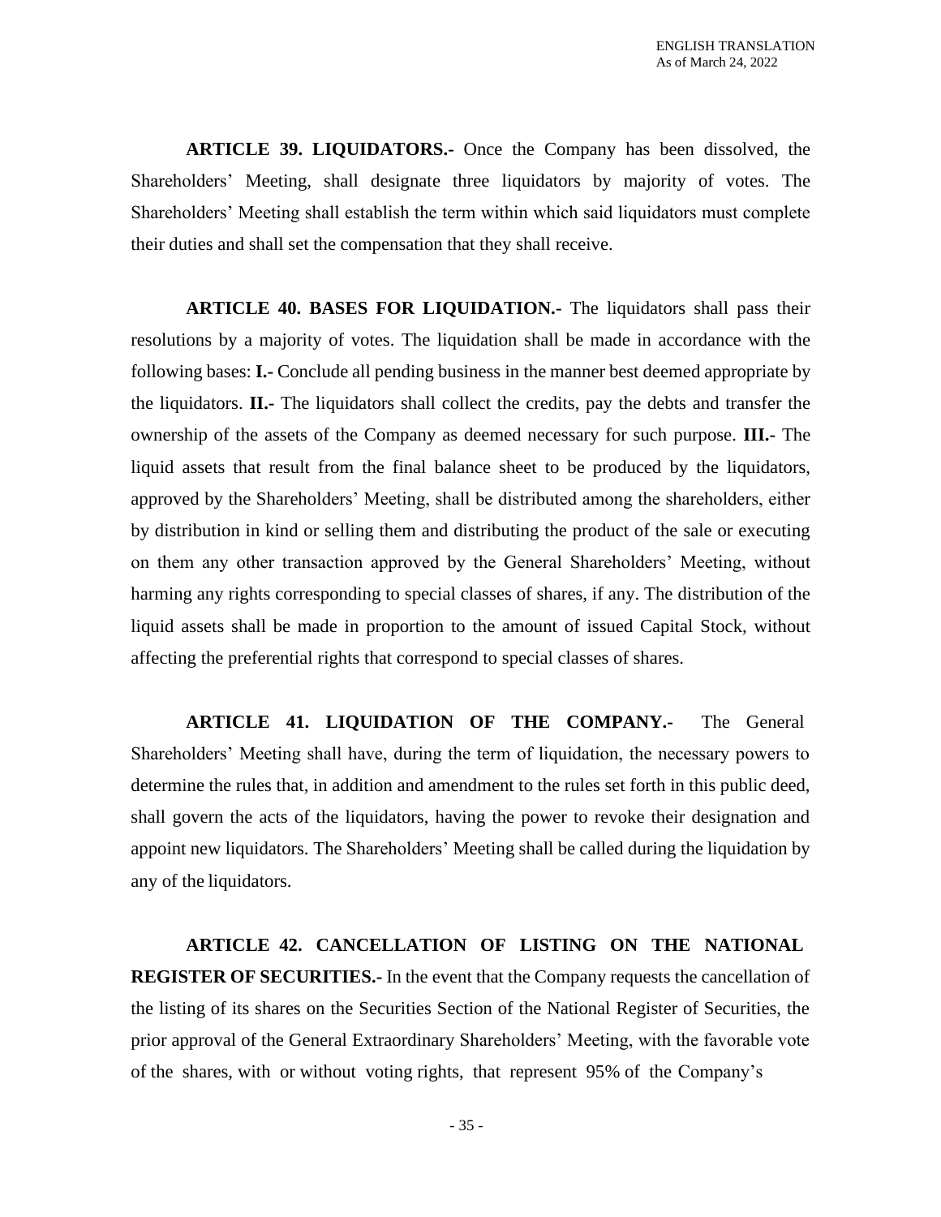**ARTICLE 39. LIQUIDATORS.-** Once the Company has been dissolved, the Shareholders' Meeting, shall designate three liquidators by majority of votes. The Shareholders' Meeting shall establish the term within which said liquidators must complete their duties and shall set the compensation that they shall receive.

**ARTICLE 40. BASES FOR LIQUIDATION.-** The liquidators shall pass their resolutions by a majority of votes. The liquidation shall be made in accordance with the following bases: **I.-** Conclude all pending business in the manner best deemed appropriate by the liquidators. **II.-** The liquidators shall collect the credits, pay the debts and transfer the ownership of the assets of the Company as deemed necessary for such purpose. **III.-** The liquid assets that result from the final balance sheet to be produced by the liquidators, approved by the Shareholders' Meeting, shall be distributed among the shareholders, either by distribution in kind or selling them and distributing the product of the sale or executing on them any other transaction approved by the General Shareholders' Meeting, without harming any rights corresponding to special classes of shares, if any. The distribution of the liquid assets shall be made in proportion to the amount of issued Capital Stock, without affecting the preferential rights that correspond to special classes of shares.

**ARTICLE 41. LIQUIDATION OF THE COMPANY.-** The General Shareholders' Meeting shall have, during the term of liquidation, the necessary powers to determine the rules that, in addition and amendment to the rules set forth in this public deed, shall govern the acts of the liquidators, having the power to revoke their designation and appoint new liquidators. The Shareholders' Meeting shall be called during the liquidation by any of the liquidators.

**ARTICLE 42. CANCELLATION OF LISTING ON THE NATIONAL REGISTER OF SECURITIES.-** In the event that the Company requests the cancellation of the listing of its shares on the Securities Section of the National Register of Securities, the prior approval of the General Extraordinary Shareholders' Meeting, with the favorable vote of the shares, with or without voting rights, that represent 95% of the Company's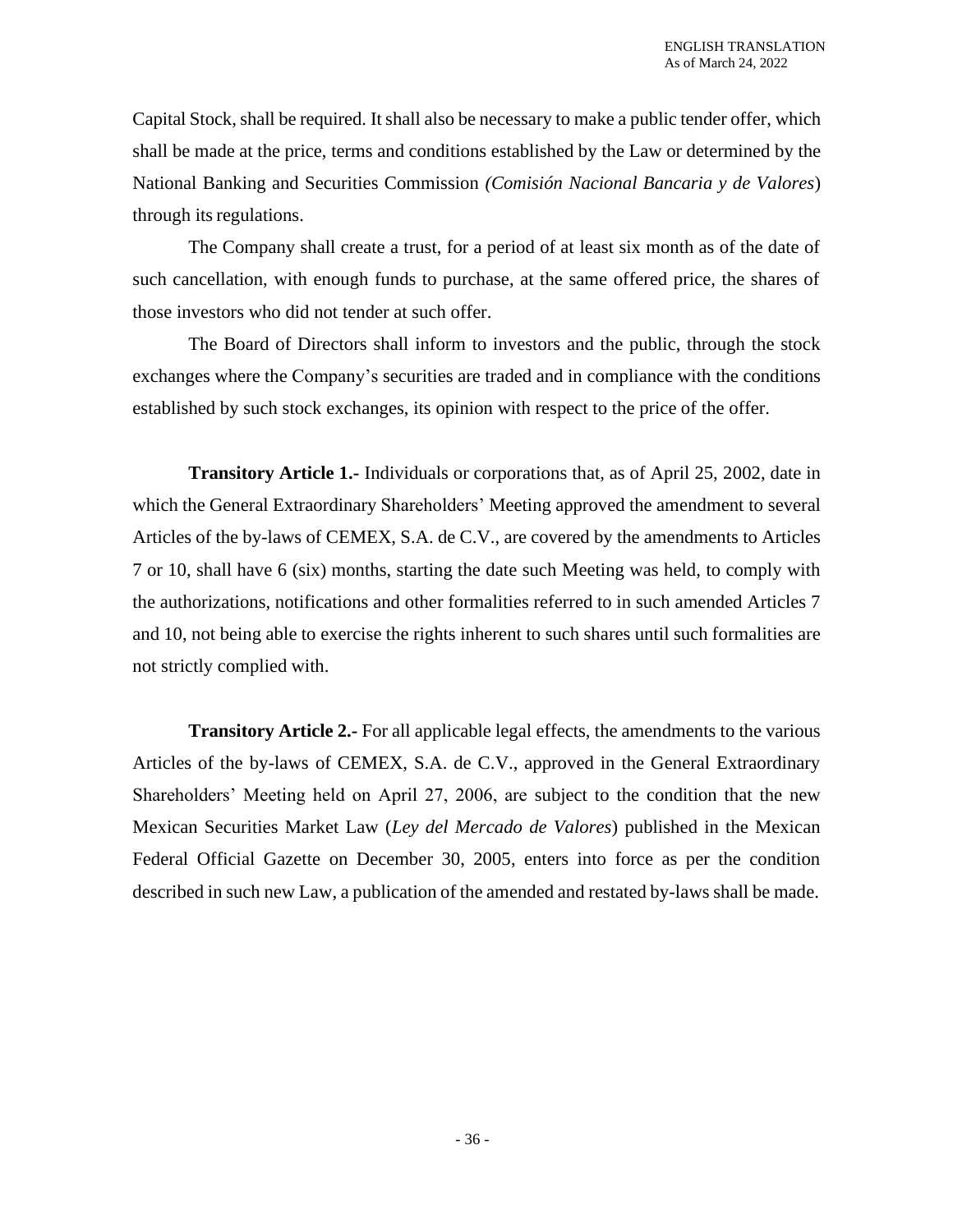Capital Stock, shall be required. It shall also be necessary to make a public tender offer, which shall be made at the price, terms and conditions established by the Law or determined by the National Banking and Securities Commission *(Comisión Nacional Bancaria y de Valores*) through its regulations.

The Company shall create a trust, for a period of at least six month as of the date of such cancellation, with enough funds to purchase, at the same offered price, the shares of those investors who did not tender at such offer.

The Board of Directors shall inform to investors and the public, through the stock exchanges where the Company's securities are traded and in compliance with the conditions established by such stock exchanges, its opinion with respect to the price of the offer.

**Transitory Article 1.-** Individuals or corporations that, as of April 25, 2002, date in which the General Extraordinary Shareholders' Meeting approved the amendment to several Articles of the by-laws of CEMEX, S.A. de C.V., are covered by the amendments to Articles 7 or 10, shall have 6 (six) months, starting the date such Meeting was held, to comply with the authorizations, notifications and other formalities referred to in such amended Articles 7 and 10, not being able to exercise the rights inherent to such shares until such formalities are not strictly complied with.

**Transitory Article 2.-** For all applicable legal effects, the amendments to the various Articles of the by-laws of CEMEX, S.A. de C.V., approved in the General Extraordinary Shareholders' Meeting held on April 27, 2006, are subject to the condition that the new Mexican Securities Market Law (*Ley del Mercado de Valores*) published in the Mexican Federal Official Gazette on December 30, 2005, enters into force as per the condition described in such new Law, a publication of the amended and restated by-laws shall be made.